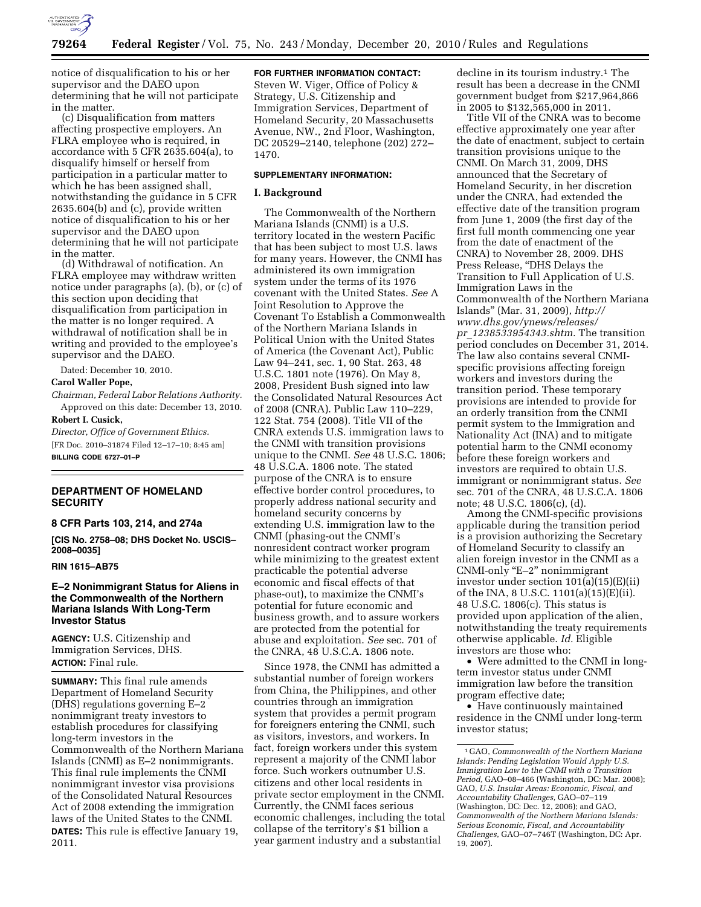notice of disqualification to his or her supervisor and the DAEO upon determining that he will not participate in the matter.

(c) Disqualification from matters affecting prospective employers. An FLRA employee who is required, in accordance with 5 CFR 2635.604(a), to disqualify himself or herself from participation in a particular matter to which he has been assigned shall, notwithstanding the guidance in 5 CFR 2635.604(b) and (c), provide written notice of disqualification to his or her supervisor and the DAEO upon determining that he will not participate in the matter.

(d) Withdrawal of notification. An FLRA employee may withdraw written notice under paragraphs (a), (b), or (c) of this section upon deciding that disqualification from participation in the matter is no longer required. A withdrawal of notification shall be in writing and provided to the employee's supervisor and the DAEO.

Dated: December 10, 2010.

**Carol Waller Pope,**

*Chairman, Federal Labor Relations Authority.*

Approved on this date: December 13, 2010.

**Robert I. Cusick,**

*Director, Office of Government Ethics.*

[FR Doc. 2010–31874 Filed 12–17–10; 8:45 am]

**BILLING CODE 6727–01–P**

---

## DEPARTMENT OF HOMELAND SECURITY

### 8 CFR Parts 103, 214, and 274a

**[CIS No. 2758–08; DHS Docket No. USCIS–2008–0035]**

**RIN 1615–AB75**

## E–2 Nonimmigrant Status for Aliens in the Commonwealth of the Northern Mariana Islands With Long-Term Investor Status

**AGENCY:** U.S. Citizenship and Immigration Services, DHS.

**ACTION:** Final rule.

**SUMMARY:** This final rule amends Department of Homeland Security (DHS) regulations governing E–2 nonimmigrant treaty investors to establish procedures for classifying long-term investors in the Commonwealth of the Northern Mariana Islands (CNMI) as E–2 nonimmigrants. This final rule implements the CNMI nonimmigrant investor visa provisions of the Consolidated Natural Resources Act of 2008 extending the immigration laws of the United States to the CNMI.

**DATES:** This rule is effective January 19, 2011.

**FOR FURTHER INFORMATION CONTACT:** Steven W. Viger, Office of Policy & Strategy, U.S. Citizenship and Immigration Services, Department of Homeland Security, 20 Massachusetts Avenue, NW., 2nd Floor, Washington, DC 20529–2140, telephone (202) 272–1470.

**SUPPLEMENTARY INFORMATION:**

### I. Background

The Commonwealth of the Northern Mariana Islands (CNMI) is a U.S. territory located in the western Pacific that has been subject to most U.S. laws for many years. However, the CNMI has administered its own immigration system under the terms of its 1976 covenant with the United States. *See* A Joint Resolution to Approve the Covenant To Establish a Commonwealth of the Northern Mariana Islands in Political Union with the United States of America (the Covenant Act), Public Law 94–241, sec. 1, 90 Stat. 263, 48 U.S.C. 1801 note (1976). On May 8, 2008, President Bush signed into law the Consolidated Natural Resources Act of 2008 (CNRA). Public Law 110–229, 122 Stat. 754 (2008). Title VII of the CNRA extends U.S. immigration laws to the CNMI with transition provisions unique to the CNMI. *See* 48 U.S.C. 1806; 48 U.S.C.A. 1806 note. The stated purpose of the CNRA is to ensure effective border control procedures, to properly address national security and homeland security concerns by extending U.S. immigration law to the CNMI (phasing-out the CNMI's nonresident contract worker program while minimizing to the greatest extent practicable the potential adverse economic and fiscal effects of that phase-out), to maximize the CNMI's potential for future economic and business growth, and to assure workers are protected from the potential for abuse and exploitation. *See* sec. 701 of the CNRA, 48 U.S.C.A. 1806 note.

Since 1978, the CNMI has admitted a substantial number of foreign workers from China, the Philippines, and other countries through an immigration system that provides a permit program for foreigners entering the CNMI, such as visitors, investors, and workers. In fact, foreign workers under this system represent a majority of the CNMI labor force. Such workers outnumber U.S. citizens and other local residents in private sector employment in the CNMI. Currently, the CNMI faces serious economic challenges, including the total collapse of the territory's $1 billion a year garment industry and a substantial decline in its tourism industry.[1] The result has been a decrease in the CNMI government budget from $217,964,866 in 2005 to $132,565,000 in 2011.

Title VII of the CNRA was to become effective approximately one year after the date of enactment, subject to certain transition provisions unique to the CNMI. On March 31, 2009, DHS announced that the Secretary of Homeland Security, in her discretion under the CNRA, had extended the effective date of the transition program from June 1, 2009 (the first day of the first full month commencing one year from the date of enactment of the CNRA) to November 28, 2009. DHS Press Release, "DHS Delays the Transition to Full Application of U.S. Immigration Laws in the Commonwealth of the Northern Mariana Islands" (Mar. 31, 2009), *http://www.dhs.gov/ynews/releases/pr_1238533954343.shtm.* The transition period concludes on December 31, 2014. The law also contains several CNMI-specific provisions affecting foreign workers and investors during the transition period. These temporary provisions are intended to provide for an orderly transition from the CNMI permit system to the Immigration and Nationality Act (INA) and to mitigate potential harm to the CNMI economy before these foreign workers and investors are required to obtain U.S. immigrant or nonimmigrant status. *See* sec. 701 of the CNRA, 48 U.S.C.A. 1806 note; 48 U.S.C. 1806(c), (d).

Among the CNMI-specific provisions applicable during the transition period is a provision authorizing the Secretary of Homeland Security to classify an alien foreign investor in the CNMI as a CNMI-only "E–2" nonimmigrant investor under section 101(a)(15)(E)(ii) of the INA, 8 U.S.C. 1101(a)(15)(E)(ii). 48 U.S.C. 1806(c). This status is provided upon application of the alien, notwithstanding the treaty requirements otherwise applicable. *Id.* Eligible investors are those who:

- Were admitted to the CNMI in long-term investor status under CNMI immigration law before the transition program effective date;
- Have continuously maintained residence in the CNMI under long-term investor status;

---

[1] GAO, *Commonwealth of the Northern Mariana Islands: Pending Legislation Would Apply U.S. Immigration Law to the CNMI with a Transition Period,* GAO–08–466 (Washington, DC: Mar. 2008); GAO, *U.S. Insular Areas: Economic, Fiscal, and Accountability Challenges,* GAO–07–119 (Washington, DC: Dec. 12, 2006); and GAO, *Commonwealth of the Northern Mariana Islands: Serious Economic, Fiscal, and Accountability Challenges,* GAO–07–746T (Washington, DC: Apr. 19, 2007).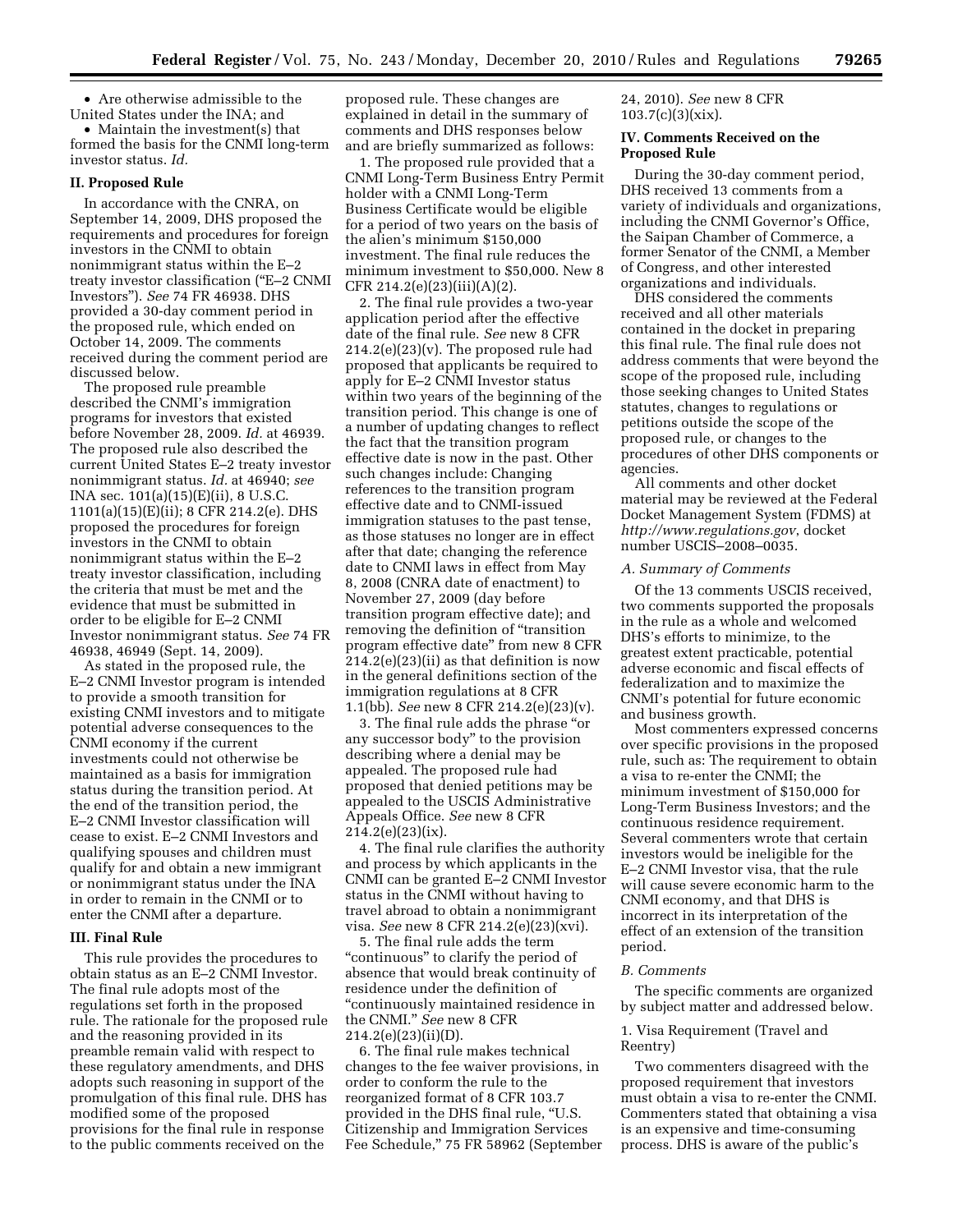- Are otherwise admissible to the United States under the INA; and
- Maintain the investment(s) that formed the basis for the CNMI long-term investor status. *Id.*

### II. Proposed Rule

In accordance with the CNRA, on September 14, 2009, DHS proposed the requirements and procedures for foreign investors in the CNMI to obtain nonimmigrant status within the E–2 treaty investor classification ("E–2 CNMI Investors"). *See* 74 FR 46938. DHS provided a 30-day comment period in the proposed rule, which ended on October 14, 2009. The comments received during the comment period are discussed below.

The proposed rule preamble described the CNMI's immigration programs for investors that existed before November 28, 2009. *Id.* at 46939. The proposed rule also described the current United States E–2 treaty investor nonimmigrant status. *Id.* at 46940; *see* INA sec. 101(a)(15)(E)(ii), 8 U.S.C. 1101(a)(15)(E)(ii); 8 CFR 214.2(e). DHS proposed the procedures for foreign investors in the CNMI to obtain nonimmigrant status within the E–2 treaty investor classification, including the criteria that must be met and the evidence that must be submitted in order to be eligible for E–2 CNMI Investor nonimmigrant status. *See* 74 FR 46938, 46949 (Sept. 14, 2009).

As stated in the proposed rule, the E–2 CNMI Investor program is intended to provide a smooth transition for existing CNMI investors and to mitigate potential adverse consequences to the CNMI economy if the current investments could not otherwise be maintained as a basis for immigration status during the transition period. At the end of the transition period, the E–2 CNMI Investor classification will cease to exist. E–2 CNMI Investors and qualifying spouses and children must qualify for and obtain a new immigrant or nonimmigrant status under the INA in order to remain in the CNMI or to enter the CNMI after a departure.

### III. Final Rule

This rule provides the procedures to obtain status as an E–2 CNMI Investor. The final rule adopts most of the regulations set forth in the proposed rule. The rationale for the proposed rule and the reasoning provided in its preamble remain valid with respect to these regulatory amendments, and DHS adopts such reasoning in support of the promulgation of this final rule. DHS has modified some of the proposed provisions for the final rule in response to the public comments received on the proposed rule. These changes are explained in detail in the summary of comments and DHS responses below and are briefly summarized as follows:

1. The proposed rule provided that a CNMI Long-Term Business Entry Permit holder with a CNMI Long-Term Business Certificate would be eligible for a period of two years on the basis of the alien's minimum $150,000 investment. The final rule reduces the minimum investment to $50,000. New 8 CFR 214.2(e)(23)(iii)(A)(*2*).

2. The final rule provides a two-year application period after the effective date of the final rule. *See* new 8 CFR 214.2(e)(23)(v). The proposed rule had proposed that applicants be required to apply for E–2 CNMI Investor status within two years of the beginning of the transition period. This change is one of a number of updating changes to reflect the fact that the transition program effective date is now in the past. Other such changes include: Changing references to the transition program effective date and to CNMI-issued immigration statuses to the past tense, as those statuses no longer are in effect after that date; changing the reference date to CNMI laws in effect from May 8, 2008 (CNRA date of enactment) to November 27, 2009 (day before transition program effective date); and removing the definition of "transition program effective date" from new 8 CFR 214.2(e)(23)(ii) as that definition is now in the general definitions section of the immigration regulations at 8 CFR 1.1(bb). *See* new 8 CFR 214.2(e)(23)(v).

3. The final rule adds the phrase "or any successor body" to the provision describing where a denial may be appealed. The proposed rule had proposed that denied petitions may be appealed to the USCIS Administrative Appeals Office. *See* new 8 CFR 214.2(e)(23)(ix).

4. The final rule clarifies the authority and process by which applicants in the CNMI can be granted E–2 CNMI Investor status in the CNMI without having to travel abroad to obtain a nonimmigrant visa. *See* new 8 CFR 214.2(e)(23)(xvi).

5. The final rule adds the term "continuous" to clarify the period of absence that would break continuity of residence under the definition of "continuously maintained residence in the CNMI." *See* new 8 CFR 214.2(e)(23)(ii)(D).

6. The final rule makes technical changes to the fee waiver provisions, in order to conform the rule to the reorganized format of 8 CFR 103.7 provided in the DHS final rule, "U.S. Citizenship and Immigration Services Fee Schedule," 75 FR 58962 (September 24, 2010). *See* new 8 CFR 103.7(c)(3)(xix).

### IV. Comments Received on the Proposed Rule

During the 30-day comment period, DHS received 13 comments from a variety of individuals and organizations, including the CNMI Governor's Office, the Saipan Chamber of Commerce, a former Senator of the CNMI, a Member of Congress, and other interested organizations and individuals.

DHS considered the comments received and all other materials contained in the docket in preparing this final rule. The final rule does not address comments that were beyond the scope of the proposed rule, including those seeking changes to United States statutes, changes to regulations or petitions outside the scope of the proposed rule, or changes to the procedures of other DHS components or agencies.

All comments and other docket material may be reviewed at the Federal Docket Management System (FDMS) at *http://www.regulations.gov*, docket number USCIS–2008–0035.

#### *A. Summary of Comments*

Of the 13 comments USCIS received, two comments supported the proposals in the rule as a whole and welcomed DHS's efforts to minimize, to the greatest extent practicable, potential adverse economic and fiscal effects of federalization and to maximize the CNMI's potential for future economic and business growth.

Most commenters expressed concerns over specific provisions in the proposed rule, such as: The requirement to obtain a visa to re-enter the CNMI; the minimum investment of $150,000 for Long-Term Business Investors; and the continuous residence requirement. Several commenters wrote that certain investors would be ineligible for the E–2 CNMI Investor visa, that the rule will cause severe economic harm to the CNMI economy, and that DHS is incorrect in its interpretation of the effect of an extension of the transition period.

#### *B. Comments*

The specific comments are organized by subject matter and addressed below.

##### 1. Visa Requirement (Travel and Reentry)

Two commenters disagreed with the proposed requirement that investors must obtain a visa to re-enter the CNMI. Commenters stated that obtaining a visa is an expensive and time-consuming process. DHS is aware of the public's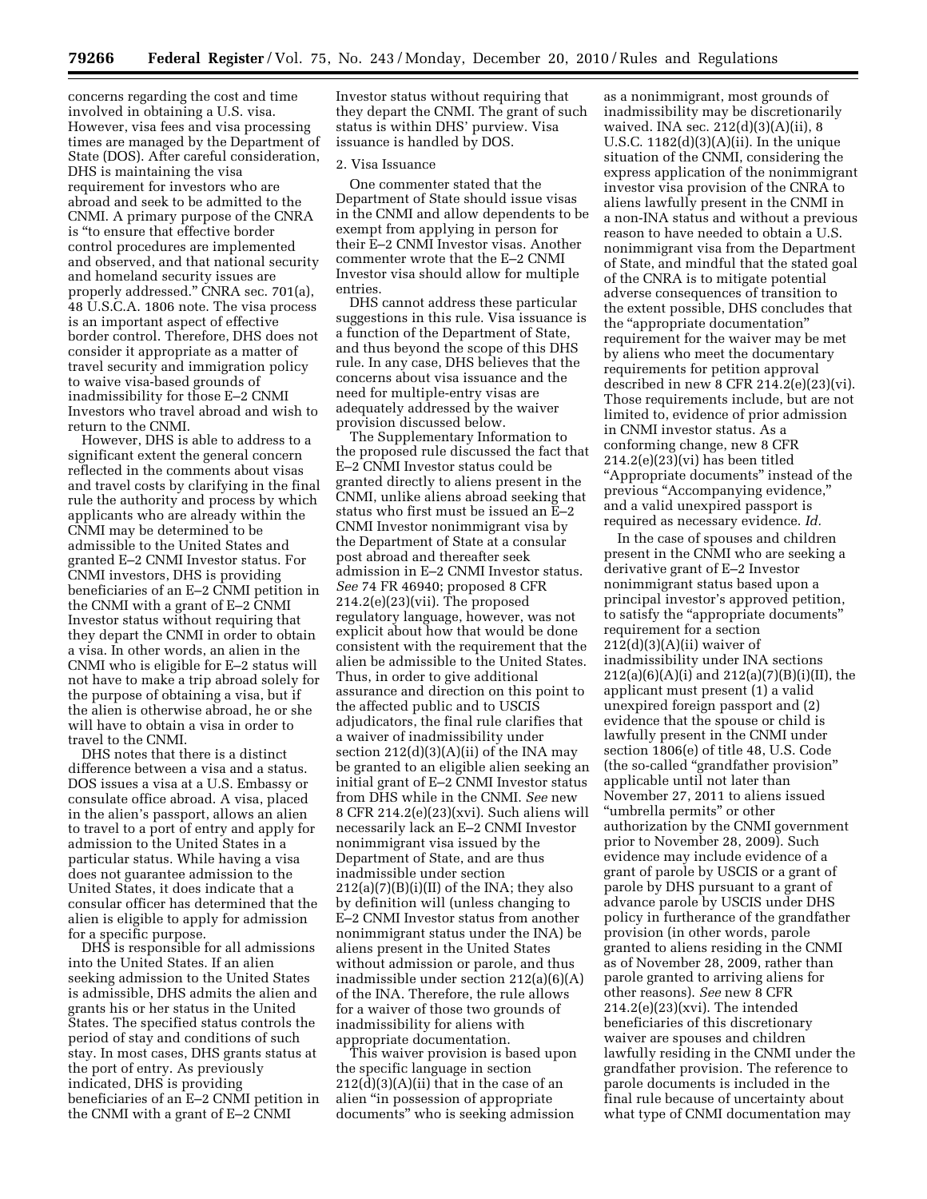concerns regarding the cost and time involved in obtaining a U.S. visa. However, visa fees and visa processing times are managed by the Department of State (DOS). After careful consideration, DHS is maintaining the visa requirement for investors who are abroad and seek to be admitted to the CNMI. A primary purpose of the CNRA is "to ensure that effective border control procedures are implemented and observed, and that national security and homeland security issues are properly addressed." CNRA sec. 701(a), 48 U.S.C.A. 1806 note. The visa process is an important aspect of effective border control. Therefore, DHS does not consider it appropriate as a matter of travel security and immigration policy to waive visa-based grounds of inadmissibility for those E–2 CNMI Investors who travel abroad and wish to return to the CNMI.

However, DHS is able to address to a significant extent the general concern reflected in the comments about visas and travel costs by clarifying in the final rule the authority and process by which applicants who are already within the CNMI may be determined to be admissible to the United States and granted E–2 CNMI Investor status. For CNMI investors, DHS is providing beneficiaries of an E–2 CNMI petition in the CNMI with a grant of E–2 CNMI Investor status without requiring that they depart the CNMI in order to obtain a visa. In other words, an alien in the CNMI who is eligible for E–2 status will not have to make a trip abroad solely for the purpose of obtaining a visa, but if the alien is otherwise abroad, he or she will have to obtain a visa in order to travel to the CNMI.

DHS notes that there is a distinct difference between a visa and a status. DOS issues a visa at a U.S. Embassy or consulate office abroad. A visa, placed in the alien's passport, allows an alien to travel to a port of entry and apply for admission to the United States in a particular status. While having a visa does not guarantee admission to the United States, it does indicate that a consular officer has determined that the alien is eligible to apply for admission for a specific purpose.

DHS is responsible for all admissions into the United States. If an alien seeking admission to the United States is admissible, DHS admits the alien and grants his or her status in the United States. The specified status controls the period of stay and conditions of such stay. In most cases, DHS grants status at the port of entry. As previously indicated, DHS is providing beneficiaries of an E–2 CNMI petition in the CNMI with a grant of E–2 CNMI Investor status without requiring that they depart the CNMI. The grant of such status is within DHS' purview. Visa issuance is handled by DOS.

2. Visa Issuance

One commenter stated that the Department of State should issue visas in the CNMI and allow dependents to be exempt from applying in person for their E–2 CNMI Investor visas. Another commenter wrote that the E–2 CNMI Investor visa should allow for multiple entries.

DHS cannot address these particular suggestions in this rule. Visa issuance is a function of the Department of State, and thus beyond the scope of this DHS rule. In any case, DHS believes that the concerns about visa issuance and the need for multiple-entry visas are adequately addressed by the waiver provision discussed below.

The Supplementary Information to the proposed rule discussed the fact that E–2 CNMI Investor status could be granted directly to aliens present in the CNMI, unlike aliens abroad seeking that status who first must be issued an E–2 CNMI Investor nonimmigrant visa by the Department of State at a consular post abroad and thereafter seek admission in E–2 CNMI Investor status. *See* 74 FR 46940; proposed 8 CFR 214.2(e)(23)(vii). The proposed regulatory language, however, was not explicit about how that would be done consistent with the requirement that the alien be admissible to the United States. Thus, in order to give additional assurance and direction on this point to the affected public and to USCIS adjudicators, the final rule clarifies that a waiver of inadmissibility under section 212(d)(3)(A)(ii) of the INA may be granted to an eligible alien seeking an initial grant of E–2 CNMI Investor status from DHS while in the CNMI. *See* new 8 CFR 214.2(e)(23)(xvi). Such aliens will necessarily lack an E–2 CNMI Investor nonimmigrant visa issued by the Department of State, and are thus inadmissible under section 212(a)(7)(B)(i)(II) of the INA; they also by definition will (unless changing to E–2 CNMI Investor status from another nonimmigrant status under the INA) be aliens present in the United States without admission or parole, and thus inadmissible under section 212(a)(6)(A) of the INA. Therefore, the rule allows for a waiver of those two grounds of inadmissibility for aliens with appropriate documentation.

This waiver provision is based upon the specific language in section 212(d)(3)(A)(ii) that in the case of an alien "in possession of appropriate documents" who is seeking admission as a nonimmigrant, most grounds of inadmissibility may be discretionarily waived. INA sec. 212(d)(3)(A)(ii), 8 U.S.C. 1182(d)(3)(A)(ii). In the unique situation of the CNMI, considering the express application of the nonimmigrant investor visa provision of the CNRA to aliens lawfully present in the CNMI in a non-INA status and without a previous reason to have needed to obtain a U.S. nonimmigrant visa from the Department of State, and mindful that the stated goal of the CNRA is to mitigate potential adverse consequences of transition to the extent possible, DHS concludes that the "appropriate documentation" requirement for the waiver may be met by aliens who meet the documentary requirements for petition approval described in new 8 CFR 214.2(e)(23)(vi). Those requirements include, but are not limited to, evidence of prior admission in CNMI investor status. As a conforming change, new 8 CFR 214.2(e)(23)(vi) has been titled "Appropriate documents" instead of the previous "Accompanying evidence," and a valid unexpired passport is required as necessary evidence. *Id.*

In the case of spouses and children present in the CNMI who are seeking a derivative grant of E–2 Investor nonimmigrant status based upon a principal investor's approved petition, to satisfy the "appropriate documents" requirement for a section 212(d)(3)(A)(ii) waiver of inadmissibility under INA sections 212(a)(6)(A)(i) and 212(a)(7)(B)(i)(II), the applicant must present (1) a valid unexpired foreign passport and (2) evidence that the spouse or child is lawfully present in the CNMI under section 1806(e) of title 48, U.S. Code (the so-called "grandfather provision" applicable until not later than November 27, 2011 to aliens issued "umbrella permits" or other authorization by the CNMI government prior to November 28, 2009). Such evidence may include evidence of a grant of parole by USCIS or a grant of parole by DHS pursuant to a grant of advance parole by USCIS under DHS policy in furtherance of the grandfather provision (in other words, parole granted to aliens residing in the CNMI as of November 28, 2009, rather than parole granted to arriving aliens for other reasons). *See* new 8 CFR 214.2(e)(23)(xvi). The intended beneficiaries of this discretionary waiver are spouses and children lawfully residing in the CNMI under the grandfather provision. The reference to parole documents is included in the final rule because of uncertainty about what type of CNMI documentation may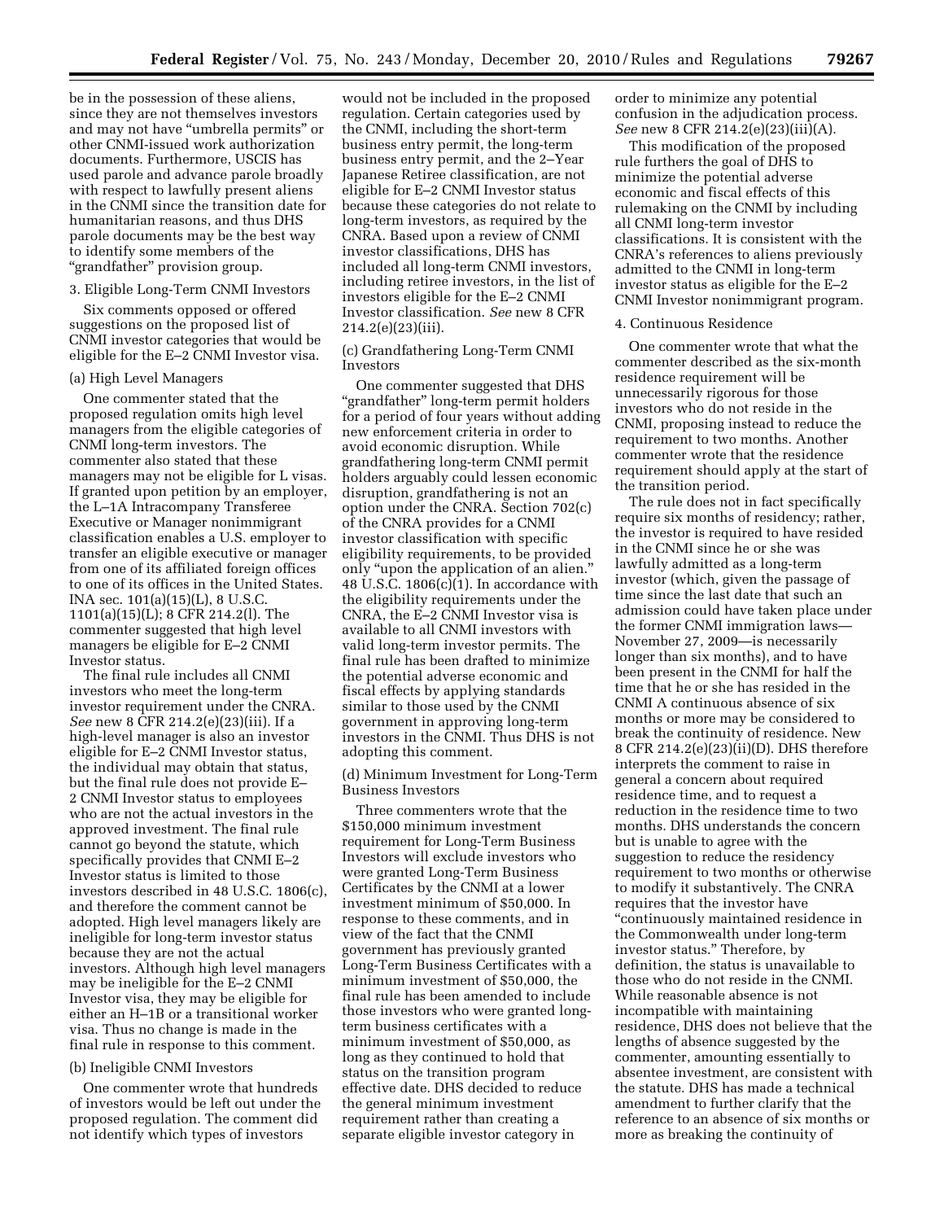be in the possession of these aliens, since they are not themselves investors and may not have "umbrella permits" or other CNMI-issued work authorization documents. Furthermore, USCIS has used parole and advance parole broadly with respect to lawfully present aliens in the CNMI since the transition date for humanitarian reasons, and thus DHS parole documents may be the best way to identify some members of the "grandfather" provision group.

### 3. Eligible Long-Term CNMI Investors

Six comments opposed or offered suggestions on the proposed list of CNMI investor categories that would be eligible for the E–2 CNMI Investor visa.

#### (a) High Level Managers

One commenter stated that the proposed regulation omits high level managers from the eligible categories of CNMI long-term investors. The commenter also stated that these managers may not be eligible for L visas. If granted upon petition by an employer, the L–1A Intracompany Transferee Executive or Manager nonimmigrant classification enables a U.S. employer to transfer an eligible executive or manager from one of its affiliated foreign offices to one of its offices in the United States. INA sec. 101(a)(15)(L), 8 U.S.C. 1101(a)(15)(L); 8 CFR 214.2(l). The commenter suggested that high level managers be eligible for E–2 CNMI Investor status.

The final rule includes all CNMI investors who meet the long-term investor requirement under the CNRA. *See* new 8 CFR 214.2(e)(23)(iii). If a high-level manager is also an investor eligible for E–2 CNMI Investor status, the individual may obtain that status, but the final rule does not provide E–2 CNMI Investor status to employees who are not the actual investors in the approved investment. The final rule cannot go beyond the statute, which specifically provides that CNMI E–2 Investor status is limited to those investors described in 48 U.S.C. 1806(c), and therefore the comment cannot be adopted. High level managers likely are ineligible for long-term investor status because they are not the actual investors. Although high level managers may be ineligible for the E–2 CNMI Investor visa, they may be eligible for either an H–1B or a transitional worker visa. Thus no change is made in the final rule in response to this comment.

#### (b) Ineligible CNMI Investors

One commenter wrote that hundreds of investors would be left out under the proposed regulation. The comment did not identify which types of investors would not be included in the proposed regulation. Certain categories used by the CNMI, including the short-term business entry permit, the long-term business entry permit, and the 2–Year Japanese Retiree classification, are not eligible for E–2 CNMI Investor status because these categories do not relate to long-term investors, as required by the CNRA. Based upon a review of CNMI investor classifications, DHS has included all long-term CNMI investors, including retiree investors, in the list of investors eligible for the E–2 CNMI Investor classification. *See* new 8 CFR 214.2(e)(23)(iii).

#### (c) Grandfathering Long-Term CNMI Investors

One commenter suggested that DHS "grandfather" long-term permit holders for a period of four years without adding new enforcement criteria in order to avoid economic disruption. While grandfathering long-term CNMI permit holders arguably could lessen economic disruption, grandfathering is not an option under the CNRA. Section 702(c) of the CNRA provides for a CNMI investor classification with specific eligibility requirements, to be provided only "upon the application of an alien." 48 U.S.C. 1806(c)(1). In accordance with the eligibility requirements under the CNRA, the E–2 CNMI Investor visa is available to all CNMI investors with valid long-term investor permits. The final rule has been drafted to minimize the potential adverse economic and fiscal effects by applying standards similar to those used by the CNMI government in approving long-term investors in the CNMI. Thus DHS is not adopting this comment.

#### (d) Minimum Investment for Long-Term Business Investors

Three commenters wrote that the $150,000 minimum investment requirement for Long-Term Business Investors will exclude investors who were granted Long-Term Business Certificates by the CNMI at a lower investment minimum of $50,000. In response to these comments, and in view of the fact that the CNMI government has previously granted Long-Term Business Certificates with a minimum investment of $50,000, the final rule has been amended to include those investors who were granted long-term business certificates with a minimum investment of $50,000, as long as they continued to hold that status on the transition program effective date. DHS decided to reduce the general minimum investment requirement rather than creating a separate eligible investor category in order to minimize any potential confusion in the adjudication process. *See* new 8 CFR 214.2(e)(23)(iii)(A).

This modification of the proposed rule furthers the goal of DHS to minimize the potential adverse economic and fiscal effects of this rulemaking on the CNMI by including all CNMI long-term investor classifications. It is consistent with the CNRA's references to aliens previously admitted to the CNMI in long-term investor status as eligible for the E–2 CNMI Investor nonimmigrant program.

### 4. Continuous Residence

One commenter wrote that what the commenter described as the six-month residence requirement will be unnecessarily rigorous for those investors who do not reside in the CNMI, proposing instead to reduce the requirement to two months. Another commenter wrote that the residence requirement should apply at the start of the transition period.

The rule does not in fact specifically require six months of residency; rather, the investor is required to have resided in the CNMI since he or she was lawfully admitted as a long-term investor (which, given the passage of time since the last date that such an admission could have taken place under the former CNMI immigration laws—November 27, 2009—is necessarily longer than six months), and to have been present in the CNMI for half the time that he or she has resided in the CNMI A continuous absence of six months or more may be considered to break the continuity of residence. New 8 CFR 214.2(e)(23)(ii)(D). DHS therefore interprets the comment to raise in general a concern about required residence time, and to request a reduction in the residence time to two months. DHS understands the concern but is unable to agree with the suggestion to reduce the residency requirement to two months or otherwise to modify it substantively. The CNRA requires that the investor have "continuously maintained residence in the Commonwealth under long-term investor status." Therefore, by definition, the status is unavailable to those who do not reside in the CNMI. While reasonable absence is not incompatible with maintaining residence, DHS does not believe that the lengths of absence suggested by the commenter, amounting essentially to absentee investment, are consistent with the statute. DHS has made a technical amendment to further clarify that the reference to an absence of six months or more as breaking the continuity of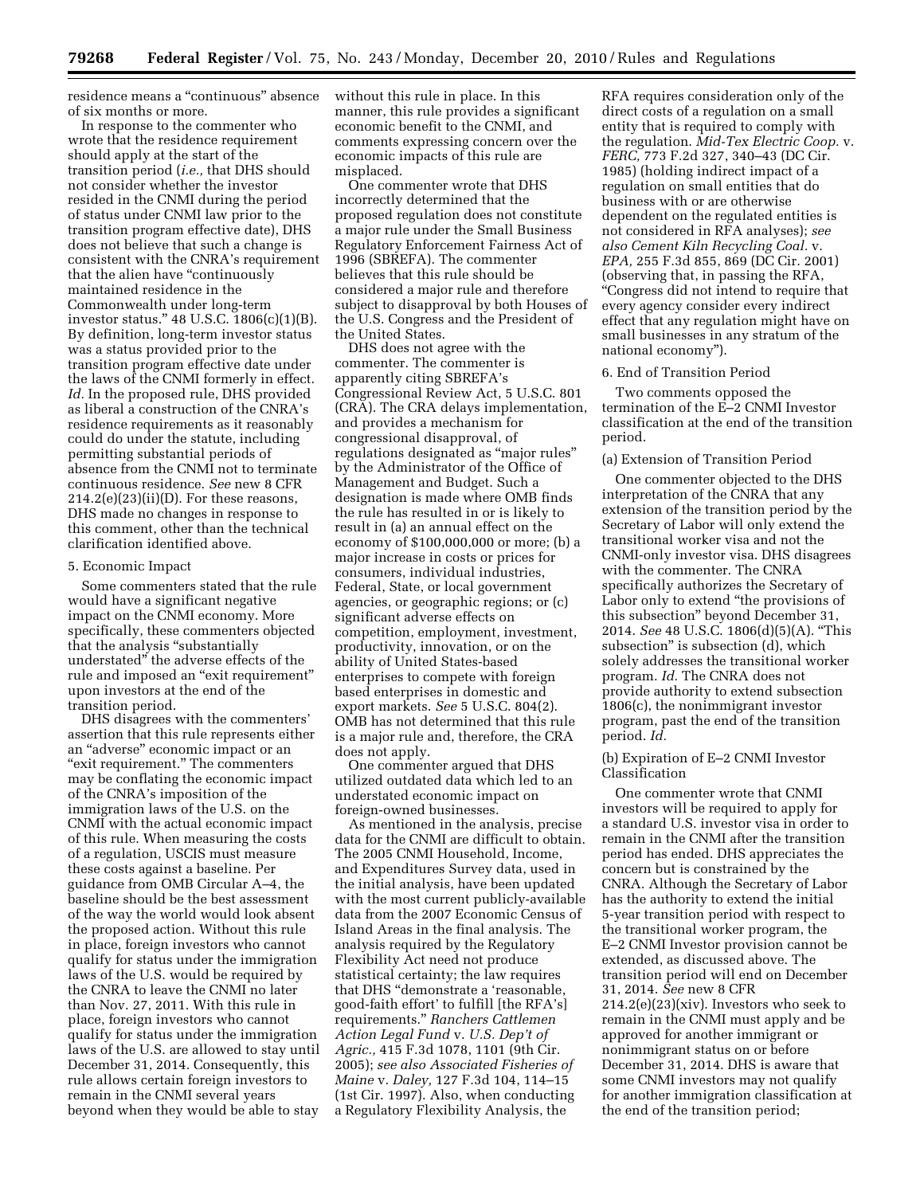residence means a "continuous" absence of six months or more.

In response to the commenter who wrote that the residence requirement should apply at the start of the transition period (*i.e.,* that DHS should not consider whether the investor resided in the CNMI during the period of status under CNMI law prior to the transition program effective date), DHS does not believe that such a change is consistent with the CNRA's requirement that the alien have "continuously maintained residence in the Commonwealth under long-term investor status." 48 U.S.C. 1806(c)(1)(B). By definition, long-term investor status was a status provided prior to the transition program effective date under the laws of the CNMI formerly in effect. *Id.* In the proposed rule, DHS provided as liberal a construction of the CNRA's residence requirements as it reasonably could do under the statute, including permitting substantial periods of absence from the CNMI not to terminate continuous residence. *See* new 8 CFR 214.2(e)(23)(ii)(D). For these reasons, DHS made no changes in response to this comment, other than the technical clarification identified above.

5. Economic Impact

Some commenters stated that the rule would have a significant negative impact on the CNMI economy. More specifically, these commenters objected that the analysis "substantially understated" the adverse effects of the rule and imposed an "exit requirement" upon investors at the end of the transition period.

DHS disagrees with the commenters' assertion that this rule represents either an "adverse" economic impact or an "exit requirement." The commenters may be conflating the economic impact of the CNRA's imposition of the immigration laws of the U.S. on the CNMI with the actual economic impact of this rule. When measuring the costs of a regulation, USCIS must measure these costs against a baseline. Per guidance from OMB Circular A–4, the baseline should be the best assessment of the way the world would look absent the proposed action. Without this rule in place, foreign investors who cannot qualify for status under the immigration laws of the U.S. would be required by the CNRA to leave the CNMI no later than Nov. 27, 2011. With this rule in place, foreign investors who cannot qualify for status under the immigration laws of the U.S. are allowed to stay until December 31, 2014. Consequently, this rule allows certain foreign investors to remain in the CNMI several years beyond when they would be able to stay without this rule in place. In this manner, this rule provides a significant economic benefit to the CNMI, and comments expressing concern over the economic impacts of this rule are misplaced.

One commenter wrote that DHS incorrectly determined that the proposed regulation does not constitute a major rule under the Small Business Regulatory Enforcement Fairness Act of 1996 (SBREFA). The commenter believes that this rule should be considered a major rule and therefore subject to disapproval by both Houses of the U.S. Congress and the President of the United States.

DHS does not agree with the commenter. The commenter is apparently citing SBREFA's Congressional Review Act, 5 U.S.C. 801 (CRA). The CRA delays implementation, and provides a mechanism for congressional disapproval, of regulations designated as "major rules" by the Administrator of the Office of Management and Budget. Such a designation is made where OMB finds the rule has resulted in or is likely to result in (a) an annual effect on the economy of $100,000,000 or more; (b) a major increase in costs or prices for consumers, individual industries, Federal, State, or local government agencies, or geographic regions; or (c) significant adverse effects on competition, employment, investment, productivity, innovation, or on the ability of United States-based enterprises to compete with foreign based enterprises in domestic and export markets. *See* 5 U.S.C. 804(2). OMB has not determined that this rule is a major rule and, therefore, the CRA does not apply.

One commenter argued that DHS utilized outdated data which led to an understated economic impact on foreign-owned businesses.

As mentioned in the analysis, precise data for the CNMI are difficult to obtain. The 2005 CNMI Household, Income, and Expenditures Survey data, used in the initial analysis, have been updated with the most current publicly-available data from the 2007 Economic Census of Island Areas in the final analysis. The analysis required by the Regulatory Flexibility Act need not produce statistical certainty; the law requires that DHS "demonstrate a 'reasonable, good-faith effort' to fulfill [the RFA's] requirements." *Ranchers Cattlemen Action Legal Fund* v. *U.S. Dep't of Agric.,* 415 F.3d 1078, 1101 (9th Cir. 2005); *see also Associated Fisheries of Maine* v. *Daley,* 127 F.3d 104, 114–15 (1st Cir. 1997). Also, when conducting a Regulatory Flexibility Analysis, the RFA requires consideration only of the direct costs of a regulation on a small entity that is required to comply with the regulation. *Mid-Tex Electric Coop.* v. *FERC,* 773 F.2d 327, 340–43 (DC Cir. 1985) (holding indirect impact of a regulation on small entities that do business with or are otherwise dependent on the regulated entities is not considered in RFA analyses); *see also Cement Kiln Recycling Coal.* v. *EPA,* 255 F.3d 855, 869 (DC Cir. 2001) (observing that, in passing the RFA, "Congress did not intend to require that every agency consider every indirect effect that any regulation might have on small businesses in any stratum of the national economy").

6. End of Transition Period

Two comments opposed the termination of the E–2 CNMI Investor classification at the end of the transition period.

(a) Extension of Transition Period

One commenter objected to the DHS interpretation of the CNRA that any extension of the transition period by the Secretary of Labor will only extend the transitional worker visa and not the CNMI-only investor visa. DHS disagrees with the commenter. The CNRA specifically authorizes the Secretary of Labor only to extend "the provisions of this subsection" beyond December 31, 2014. *See* 48 U.S.C. 1806(d)(5)(A). "This subsection" is subsection (d), which solely addresses the transitional worker program. *Id.* The CNRA does not provide authority to extend subsection 1806(c), the nonimmigrant investor program, past the end of the transition period. *Id.*

(b) Expiration of E–2 CNMI Investor Classification

One commenter wrote that CNMI investors will be required to apply for a standard U.S. investor visa in order to remain in the CNMI after the transition period has ended. DHS appreciates the concern but is constrained by the CNRA. Although the Secretary of Labor has the authority to extend the initial 5-year transition period with respect to the transitional worker program, the E–2 CNMI Investor provision cannot be extended, as discussed above. The transition period will end on December 31, 2014. *See* new 8 CFR 214.2(e)(23)(xiv). Investors who seek to remain in the CNMI must apply and be approved for another immigrant or nonimmigrant status on or before December 31, 2014. DHS is aware that some CNMI investors may not qualify for another immigration classification at the end of the transition period;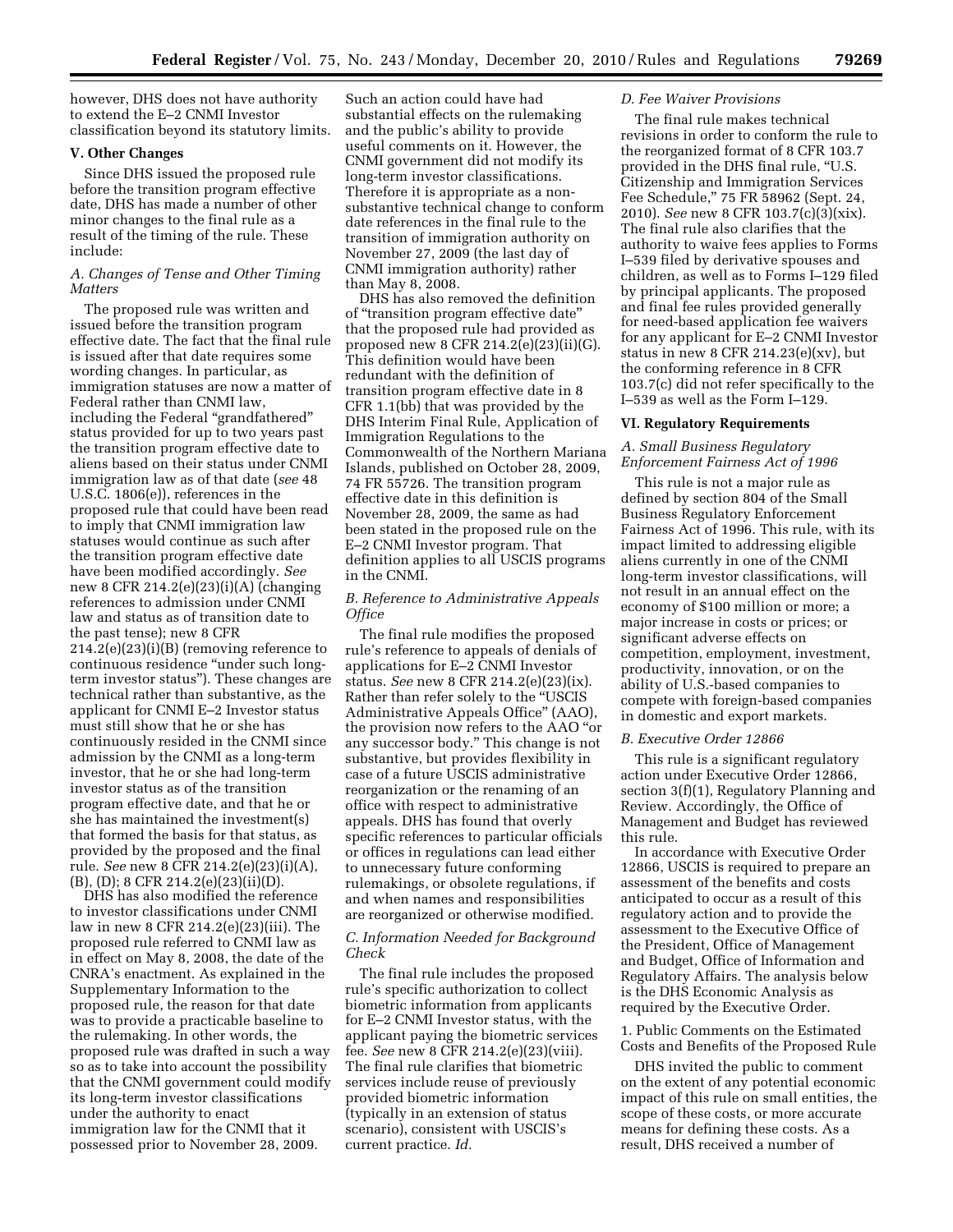however, DHS does not have authority to extend the E–2 CNMI Investor classification beyond its statutory limits.

## V. Other Changes

Since DHS issued the proposed rule before the transition program effective date, DHS has made a number of other minor changes to the final rule as a result of the timing of the rule. These include:

### *A. Changes of Tense and Other Timing Matters*

The proposed rule was written and issued before the transition program effective date. The fact that the final rule is issued after that date requires some wording changes. In particular, as immigration statuses are now a matter of Federal rather than CNMI law, including the Federal "grandfathered" status provided for up to two years past the transition program effective date to aliens based on their status under CNMI immigration law as of that date (*see* 48 U.S.C. 1806(e)), references in the proposed rule that could have been read to imply that CNMI immigration law statuses would continue as such after the transition program effective date have been modified accordingly. *See* new 8 CFR 214.2(e)(23)(i)(A) (changing references to admission under CNMI law and status as of transition date to the past tense); new 8 CFR 214.2(e)(23)(i)(B) (removing reference to continuous residence "under such long-term investor status"). These changes are technical rather than substantive, as the applicant for CNMI E–2 Investor status must still show that he or she has continuously resided in the CNMI since admission by the CNMI as a long-term investor, that he or she had long-term investor status as of the transition program effective date, and that he or she has maintained the investment(s) that formed the basis for that status, as provided by the proposed and the final rule. *See* new 8 CFR 214.2(e)(23)(i)(A), (B), (D); 8 CFR 214.2(e)(23)(ii)(D).

DHS has also modified the reference to investor classifications under CNMI law in new 8 CFR 214.2(e)(23)(iii). The proposed rule referred to CNMI law as in effect on May 8, 2008, the date of the CNRA's enactment. As explained in the Supplementary Information to the proposed rule, the reason for that date was to provide a practicable baseline to the rulemaking. In other words, the proposed rule was drafted in such a way so as to take into account the possibility that the CNMI government could modify its long-term investor classifications under the authority to enact immigration law for the CNMI that it possessed prior to November 28, 2009. Such an action could have had substantial effects on the rulemaking and the public's ability to provide useful comments on it. However, the CNMI government did not modify its long-term investor classifications. Therefore it is appropriate as a non-substantive technical change to conform date references in the final rule to the transition of immigration authority on November 27, 2009 (the last day of CNMI immigration authority) rather than May 8, 2008.

DHS has also removed the definition of "transition program effective date" that the proposed rule had provided as proposed new 8 CFR 214.2(e)(23)(ii)(G). This definition would have been redundant with the definition of transition program effective date in 8 CFR 1.1(bb) that was provided by the DHS Interim Final Rule, Application of Immigration Regulations to the Commonwealth of the Northern Mariana Islands, published on October 28, 2009, 74 FR 55726. The transition program effective date in this definition is November 28, 2009, the same as had been stated in the proposed rule on the E–2 CNMI Investor program. That definition applies to all USCIS programs in the CNMI.

### *B. Reference to Administrative Appeals Office*

The final rule modifies the proposed rule's reference to appeals of denials of applications for E–2 CNMI Investor status. *See* new 8 CFR 214.2(e)(23)(ix). Rather than refer solely to the "USCIS Administrative Appeals Office" (AAO), the provision now refers to the AAO "or any successor body." This change is not substantive, but provides flexibility in case of a future USCIS administrative reorganization or the renaming of an office with respect to administrative appeals. DHS has found that overly specific references to particular officials or offices in regulations can lead either to unnecessary future conforming rulemakings, or obsolete regulations, if and when names and responsibilities are reorganized or otherwise modified.

### *C. Information Needed for Background Check*

The final rule includes the proposed rule's specific authorization to collect biometric information from applicants for E–2 CNMI Investor status, with the applicant paying the biometric services fee. *See* new 8 CFR 214.2(e)(23)(viii). The final rule clarifies that biometric services include reuse of previously provided biometric information (typically in an extension of status scenario), consistent with USCIS's current practice. *Id.*

### *D. Fee Waiver Provisions*

The final rule makes technical revisions in order to conform the rule to the reorganized format of 8 CFR 103.7 provided in the DHS final rule, "U.S. Citizenship and Immigration Services Fee Schedule," 75 FR 58962 (Sept. 24, 2010). *See* new 8 CFR 103.7(c)(3)(xix). The final rule also clarifies that the authority to waive fees applies to Forms I–539 filed by derivative spouses and children, as well as to Forms I–129 filed by principal applicants. The proposed and final fee rules provided generally for need-based application fee waivers for any applicant for E–2 CNMI Investor status in new 8 CFR 214.23(e)(xv), but the conforming reference in 8 CFR 103.7(c) did not refer specifically to the I–539 as well as the Form I–129.

## VI. Regulatory Requirements

### *A. Small Business Regulatory Enforcement Fairness Act of 1996*

This rule is not a major rule as defined by section 804 of the Small Business Regulatory Enforcement Fairness Act of 1996. This rule, with its impact limited to addressing eligible aliens currently in one of the CNMI long-term investor classifications, will not result in an annual effect on the economy of $100 million or more; a major increase in costs or prices; or significant adverse effects on competition, employment, investment, productivity, innovation, or on the ability of U.S.-based companies to compete with foreign-based companies in domestic and export markets.

### *B. Executive Order 12866*

This rule is a significant regulatory action under Executive Order 12866, section 3(f)(1), Regulatory Planning and Review. Accordingly, the Office of Management and Budget has reviewed this rule.

In accordance with Executive Order 12866, USCIS is required to prepare an assessment of the benefits and costs anticipated to occur as a result of this regulatory action and to provide the assessment to the Executive Office of the President, Office of Management and Budget, Office of Information and Regulatory Affairs. The analysis below is the DHS Economic Analysis as required by the Executive Order.

#### 1. Public Comments on the Estimated Costs and Benefits of the Proposed Rule

DHS invited the public to comment on the extent of any potential economic impact of this rule on small entities, the scope of these costs, or more accurate means for defining these costs. As a result, DHS received a number of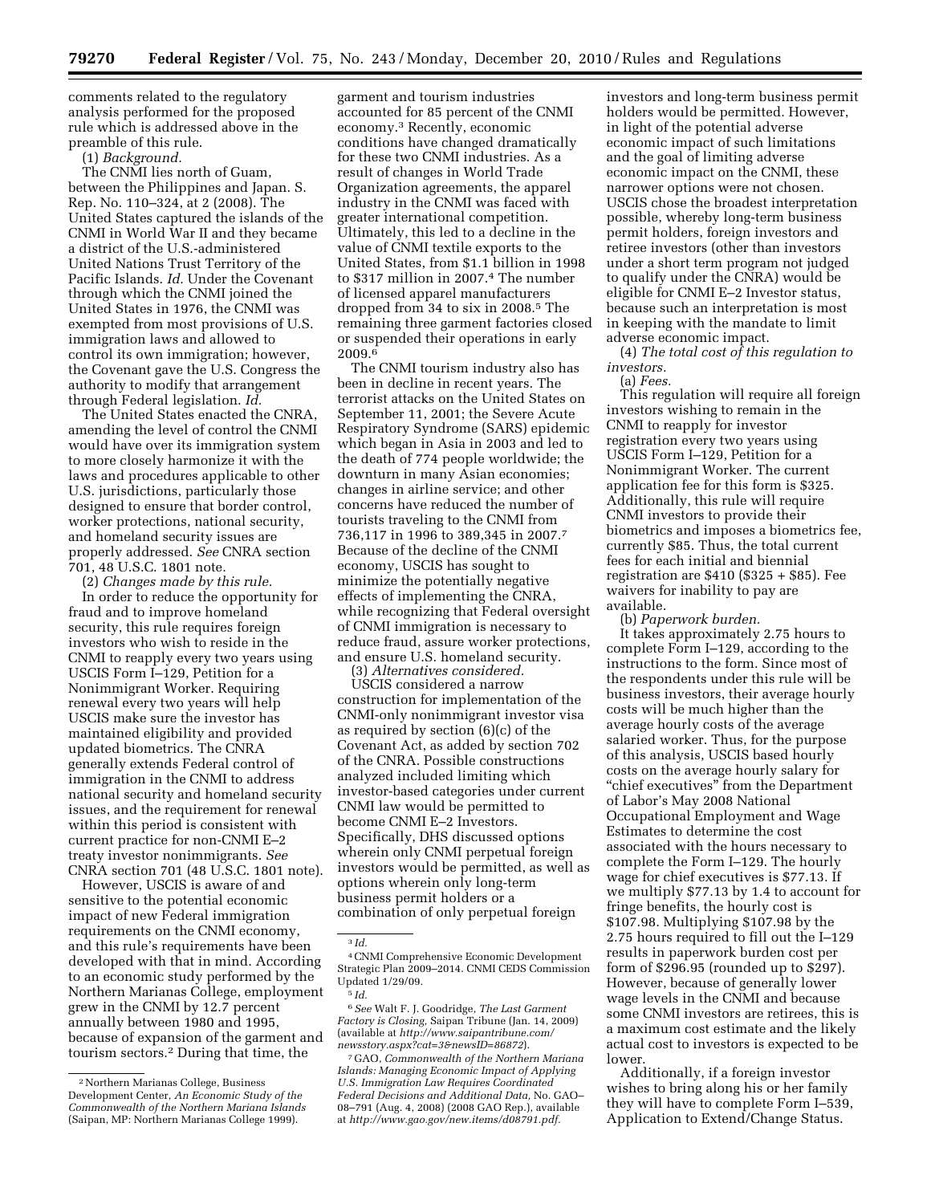comments related to the regulatory analysis performed for the proposed rule which is addressed above in the preamble of this rule.

(1) *Background.*

The CNMI lies north of Guam, between the Philippines and Japan. S. Rep. No. 110–324, at 2 (2008). The United States captured the islands of the CNMI in World War II and they became a district of the U.S.-administered United Nations Trust Territory of the Pacific Islands. *Id.* Under the Covenant through which the CNMI joined the United States in 1976, the CNMI was exempted from most provisions of U.S. immigration laws and allowed to control its own immigration; however, the Covenant gave the U.S. Congress the authority to modify that arrangement through Federal legislation. *Id.*

The United States enacted the CNRA, amending the level of control the CNMI would have over its immigration system to more closely harmonize it with the laws and procedures applicable to other U.S. jurisdictions, particularly those designed to ensure that border control, worker protections, national security, and homeland security issues are properly addressed. *See* CNRA section 701, 48 U.S.C. 1801 note.

(2) *Changes made by this rule.*

In order to reduce the opportunity for fraud and to improve homeland security, this rule requires foreign investors who wish to reside in the CNMI to reapply every two years using USCIS Form I–129, Petition for a Nonimmigrant Worker. Requiring renewal every two years will help USCIS make sure the investor has maintained eligibility and provided updated biometrics. The CNRA generally extends Federal control of immigration in the CNMI to address national security and homeland security issues, and the requirement for renewal within this period is consistent with current practice for non-CNMI E–2 treaty investor nonimmigrants. *See* CNRA section 701 (48 U.S.C. 1801 note).

However, USCIS is aware of and sensitive to the potential economic impact of new Federal immigration requirements on the CNMI economy, and this rule's requirements have been developed with that in mind. According to an economic study performed by the Northern Marianas College, employment grew in the CNMI by 12.7 percent annually between 1980 and 1995, because of expansion of the garment and tourism sectors.[2] During that time, the garment and tourism industries accounted for 85 percent of the CNMI economy.[3] Recently, economic conditions have changed dramatically for these two CNMI industries. As a result of changes in World Trade Organization agreements, the apparel industry in the CNMI was faced with greater international competition. Ultimately, this led to a decline in the value of CNMI textile exports to the United States, from $1.1 billion in 1998 to $317 million in 2007.[4] The number of licensed apparel manufacturers dropped from 34 to six in 2008.[5] The remaining three garment factories closed or suspended their operations in early 2009.[6]

The CNMI tourism industry also has been in decline in recent years. The terrorist attacks on the United States on September 11, 2001; the Severe Acute Respiratory Syndrome (SARS) epidemic which began in Asia in 2003 and led to the death of 774 people worldwide; the downturn in many Asian economies; changes in airline service; and other concerns have reduced the number of tourists traveling to the CNMI from 736,117 in 1996 to 389,345 in 2007.[7] Because of the decline of the CNMI economy, USCIS has sought to minimize the potentially negative effects of implementing the CNRA, while recognizing that Federal oversight of CNMI immigration is necessary to reduce fraud, assure worker protections, and ensure U.S. homeland security.

(3) *Alternatives considered.*

USCIS considered a narrow construction for implementation of the CNMI-only nonimmigrant investor visa as required by section (6)(c) of the Covenant Act, as added by section 702 of the CNRA. Possible constructions analyzed included limiting which investor-based categories under current CNMI law would be permitted to become CNMI E–2 Investors. Specifically, DHS discussed options wherein only CNMI perpetual foreign investors would be permitted, as well as options wherein only long-term business permit holders or a combination of only perpetual foreign investors and long-term business permit holders would be permitted. However, in light of the potential adverse economic impact of such limitations and the goal of limiting adverse economic impact on the CNMI, these narrower options were not chosen. USCIS chose the broadest interpretation possible, whereby long-term business permit holders, foreign investors and retiree investors (other than investors under a short term program not judged to qualify under the CNRA) would be eligible for CNMI E–2 Investor status, because such an interpretation is most in keeping with the mandate to limit adverse economic impact.

(4) *The total cost of this regulation to investors.*

(a) *Fees.*

This regulation will require all foreign investors wishing to remain in the CNMI to reapply for investor registration every two years using USCIS Form I–129, Petition for a Nonimmigrant Worker. The current application fee for this form is $325. Additionally, this rule will require CNMI investors to provide their biometrics and imposes a biometrics fee, currently $85. Thus, the total current fees for each initial and biennial registration are $410 ($325 + $85). Fee waivers for inability to pay are available.

(b) *Paperwork burden.*

It takes approximately 2.75 hours to complete Form I–129, according to the instructions to the form. Since most of the respondents under this rule will be business investors, their average hourly costs will be much higher than the average hourly costs of the average salaried worker. Thus, for the purpose of this analysis, USCIS based hourly costs on the average hourly salary for "chief executives" from the Department of Labor's May 2008 National Occupational Employment and Wage Estimates to determine the cost associated with the hours necessary to complete the Form I–129. The hourly wage for chief executives is $77.13. If we multiply $77.13 by 1.4 to account for fringe benefits, the hourly cost is $107.98. Multiplying $107.98 by the 2.75 hours required to fill out the I–129 results in paperwork burden cost per form of $296.95 (rounded up to $297). However, because of generally lower wage levels in the CNMI and because some CNMI investors are retirees, this is a maximum cost estimate and the likely actual cost to investors is expected to be lower.

Additionally, if a foreign investor wishes to bring along his or her family they will have to complete Form I–539, Application to Extend/Change Status.

---

[2] Northern Marianas College, Business Development Center, *An Economic Study of the Commonwealth of the Northern Mariana Islands* (Saipan, MP: Northern Marianas College 1999).

[3] *Id.*

[4] CNMI Comprehensive Economic Development Strategic Plan 2009–2014. CNMI CEDS Commission Updated 1/29/09.

[5] *Id.*

[6] *See* Walt F. J. Goodridge, *The Last Garment Factory is Closing,* Saipan Tribune (Jan. 14, 2009) (available at *http://www.saipantribune.com/newsstory.aspx?cat=3&newsID=86872*).

[7] GAO, *Commonwealth of the Northern Mariana Islands: Managing Economic Impact of Applying U.S. Immigration Law Requires Coordinated Federal Decisions and Additional Data,* No. GAO–08–791 (Aug. 4, 2008) (2008 GAO Rep.), available at *http://www.gao.gov/new.items/d08791.pdf*.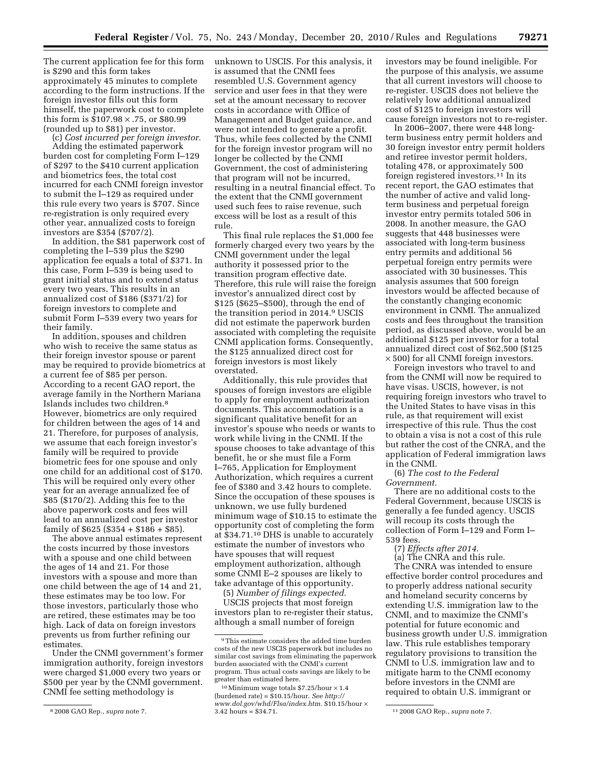The current application fee for this form is $290 and this form takes approximately 45 minutes to complete according to the form instructions. If the foreign investor fills out this form himself, the paperwork cost to complete this form is $107.98 × .75, or $80.99 (rounded up to $81) per investor.

(c) *Cost incurred per foreign investor.* Adding the estimated paperwork burden cost for completing Form I–129 of $297 to the $410 current application and biometrics fees, the total cost incurred for each CNMI foreign investor to submit the I–129 as required under this rule every two years is $707. Since re-registration is only required every other year, annualized costs to foreign investors are $354 ($707/2).

In addition, the $81 paperwork cost of completing the I–539 plus the $290 application fee equals a total of $371. In this case, Form I–539 is being used to grant initial status and to extend status every two years. This results in an annualized cost of $186 ($371/2) for foreign investors to complete and submit Form I–539 every two years for their family.

In addition, spouses and children who wish to receive the same status as their foreign investor spouse or parent may be required to provide biometrics at a current fee of $85 per person. According to a recent GAO report, the average family in the Northern Mariana Islands includes two children.[8] However, biometrics are only required for children between the ages of 14 and 21. Therefore, for purposes of analysis, we assume that each foreign investor's family will be required to provide biometric fees for one spouse and only one child for an additional cost of $170. This will be required only every other year for an average annualized fee of $85 ($170/2). Adding this fee to the above paperwork costs and fees will lead to an annualized cost per investor family of $625 ($354 + $186 + $85).

The above annual estimates represent the costs incurred by those investors with a spouse and one child between the ages of 14 and 21. For those investors with a spouse and more than one child between the age of 14 and 21, these estimates may be too low. For those investors, particularly those who are retired, these estimates may be too high. Lack of data on foreign investors prevents us from further refining our estimates.

Under the CNMI government's former immigration authority, foreign investors were charged $1,000 every two years or $500 per year by the CNMI government. CNMI fee setting methodology is unknown to USCIS. For this analysis, it is assumed that the CNMI fees resembled U.S. Government agency service and user fees in that they were set at the amount necessary to recover costs in accordance with Office of Management and Budget guidance, and were not intended to generate a profit. Thus, while fees collected by the CNMI for the foreign investor program will no longer be collected by the CNMI Government, the cost of administering that program will not be incurred, resulting in a neutral financial effect. To the extent that the CNMI government used such fees to raise revenue, such excess will be lost as a result of this rule.

This final rule replaces the $1,000 fee formerly charged every two years by the CNMI government under the legal authority it possessed prior to the transition program effective date. Therefore, this rule will raise the foreign investor's annualized direct cost by $125 ($625–$500), through the end of the transition period in 2014.[9] USCIS did not estimate the paperwork burden associated with completing the requisite CNMI application forms. Consequently, the $125 annualized direct cost for foreign investors is most likely overstated.

Additionally, this rule provides that spouses of foreign investors are eligible to apply for employment authorization documents. This accommodation is a significant qualitative benefit for an investor's spouse who needs or wants to work while living in the CNMI. If the spouse chooses to take advantage of this benefit, he or she must file a Form I–765, Application for Employment Authorization, which requires a current fee of $380 and 3.42 hours to complete. Since the occupation of these spouses is unknown, we use fully burdened minimum wage of $10.15 to estimate the opportunity cost of completing the form at $34.71.[10] DHS is unable to accurately estimate the number of investors who have spouses that will request employment authorization, although some CNMI E–2 spouses are likely to take advantage of this opportunity.

(5) *Number of filings expected.* USCIS projects that most foreign investors plan to re-register their status, although a small number of foreign investors may be found ineligible. For the purpose of this analysis, we assume that all current investors will choose to re-register. USCIS does not believe the relatively low additional annualized cost of $125 to foreign investors will cause foreign investors not to re-register.

In 2006–2007, there were 448 long-term business entry permit holders and 30 foreign investor entry permit holders and retiree investor permit holders, totaling 478, or approximately 500 foreign registered investors.[11] In its recent report, the GAO estimates that the number of active and valid long-term business and perpetual foreign investor entry permits totaled 506 in 2008. In another measure, the GAO suggests that 448 businesses were associated with long-term business entry permits and additional 56 perpetual foreign entry permits were associated with 30 businesses. This analysis assumes that 500 foreign investors would be affected because of the constantly changing economic environment in CNMI. The annualized costs and fees throughout the transition period, as discussed above, would be an additional $125 per investor for a total annualized direct cost of $62,500 ($125 × 500) for all CNMI foreign investors.

Foreign investors who travel to and from the CNMI will now be required to have visas. USCIS, however, is not requiring foreign investors who travel to the United States to have visas in this rule, as that requirement will exist irrespective of this rule. Thus the cost to obtain a visa is not a cost of this rule but rather the cost of the CNRA, and the application of Federal immigration laws in the CNMI.

(6) *The cost to the Federal Government.*

There are no additional costs to the Federal Government, because USCIS is generally a fee funded agency. USCIS will recoup its costs through the collection of Form I–129 and Form I–539 fees.

(7) *Effects after 2014.*

(a) The CNRA and this rule.

The CNRA was intended to ensure effective border control procedures and to properly address national security and homeland security concerns by extending U.S. immigration law to the CNMI, and to maximize the CNMI's potential for future economic and business growth under U.S. immigration law. This rule establishes temporary regulatory provisions to transition the CNMI to U.S. immigration law and to mitigate harm to the CNMI economy before investors in the CNMI are required to obtain U.S. immigrant or

---

[8] 2008 GAO Rep., *supra* note 7.

[9] This estimate considers the added time burden costs of the new USCIS paperwork but includes no similar cost savings from eliminating the paperwork burden associated with the CNMI's current program. Thus actual cost savings are likely to be greater than estimated here.

[10] Minimum wage totals $7.25/hour × 1.4 (burdened rate) = $10.15/hour. *See http://www.dol.gov/whd/Flsa/index.htm.* $10.15/hour × 3.42 hours = $34.71.

[11] 2008 GAO Rep., *supra* note 7.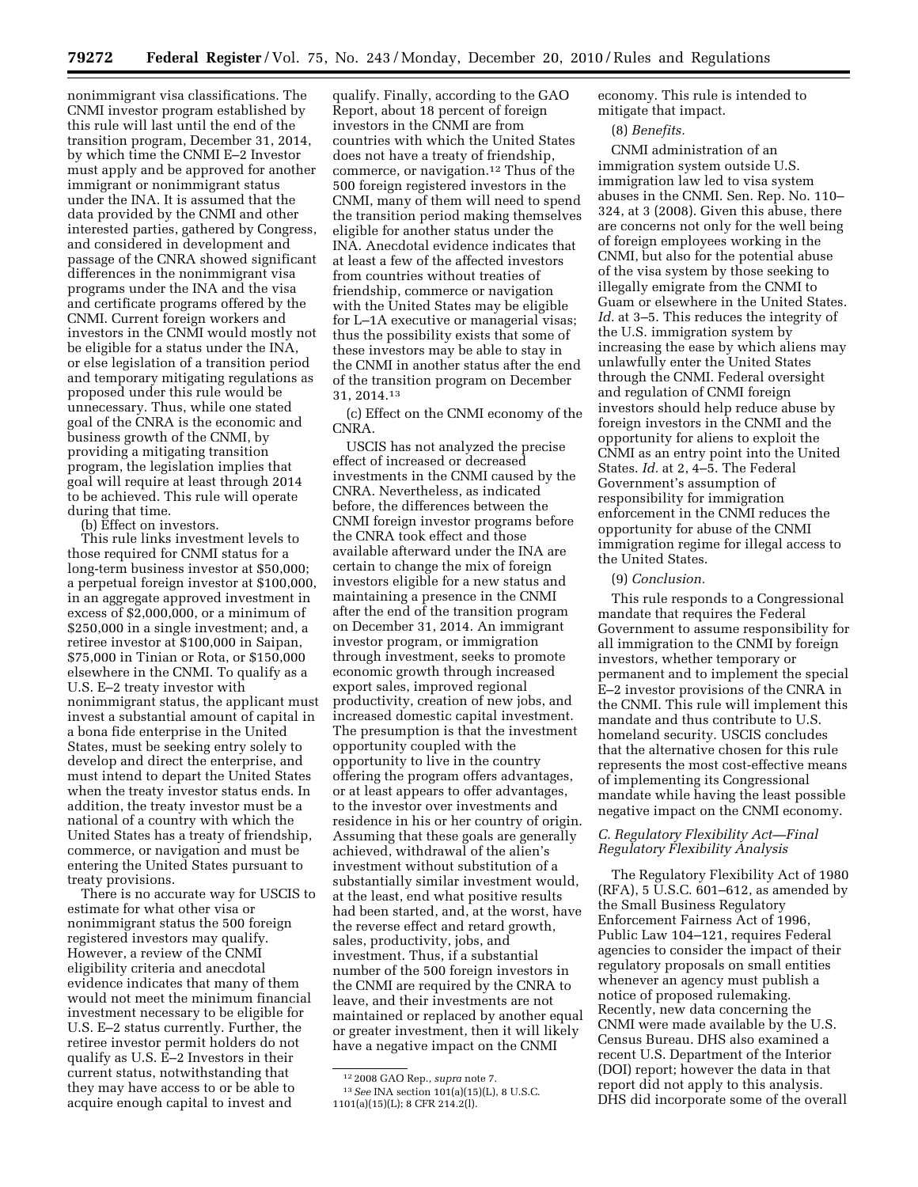nonimmigrant visa classifications. The CNMI investor program established by this rule will last until the end of the transition program, December 31, 2014, by which time the CNMI E–2 Investor must apply and be approved for another immigrant or nonimmigrant status under the INA. It is assumed that the data provided by the CNMI and other interested parties, gathered by Congress, and considered in development and passage of the CNRA showed significant differences in the nonimmigrant visa programs under the INA and the visa and certificate programs offered by the CNMI. Current foreign workers and investors in the CNMI would mostly not be eligible for a status under the INA, or else legislation of a transition period and temporary mitigating regulations as proposed under this rule would be unnecessary. Thus, while one stated goal of the CNRA is the economic and business growth of the CNMI, by providing a mitigating transition program, the legislation implies that goal will require at least through 2014 to be achieved. This rule will operate during that time.

(b) Effect on investors.

This rule links investment levels to those required for CNMI status for a long-term business investor at $50,000; a perpetual foreign investor at $100,000, in an aggregate approved investment in excess of $2,000,000, or a minimum of $250,000 in a single investment; and, a retiree investor at $100,000 in Saipan, $75,000 in Tinian or Rota, or $150,000 elsewhere in the CNMI. To qualify as a U.S. E–2 treaty investor with nonimmigrant status, the applicant must invest a substantial amount of capital in a bona fide enterprise in the United States, must be seeking entry solely to develop and direct the enterprise, and must intend to depart the United States when the treaty investor status ends. In addition, the treaty investor must be a national of a country with which the United States has a treaty of friendship, commerce, or navigation and must be entering the United States pursuant to treaty provisions.

There is no accurate way for USCIS to estimate for what other visa or nonimmigrant status the 500 foreign registered investors may qualify. However, a review of the CNMI eligibility criteria and anecdotal evidence indicates that many of them would not meet the minimum financial investment necessary to be eligible for U.S. E–2 status currently. Further, the retiree investor permit holders do not qualify as U.S. E–2 Investors in their current status, notwithstanding that they may have access to or be able to acquire enough capital to invest and qualify. Finally, according to the GAO Report, about 18 percent of foreign investors in the CNMI are from countries with which the United States does not have a treaty of friendship, commerce, or navigation.[12] Thus of the 500 foreign registered investors in the CNMI, many of them will need to spend the transition period making themselves eligible for another status under the INA. Anecdotal evidence indicates that at least a few of the affected investors from countries without treaties of friendship, commerce or navigation with the United States may be eligible for L–1A executive or managerial visas; thus the possibility exists that some of these investors may be able to stay in the CNMI in another status after the end of the transition program on December 31, 2014.[13]

(c) Effect on the CNMI economy of the CNRA.

USCIS has not analyzed the precise effect of increased or decreased investments in the CNMI caused by the CNRA. Nevertheless, as indicated before, the differences between the CNMI foreign investor programs before the CNRA took effect and those available afterward under the INA are certain to change the mix of foreign investors eligible for a new status and maintaining a presence in the CNMI after the end of the transition program on December 31, 2014. An immigrant investor program, or immigration through investment, seeks to promote economic growth through increased export sales, improved regional productivity, creation of new jobs, and increased domestic capital investment. The presumption is that the investment opportunity coupled with the opportunity to live in the country offering the program offers advantages, or at least appears to offer advantages, to the investor over investments and residence in his or her country of origin. Assuming that these goals are generally achieved, withdrawal of the alien's investment without substitution of a substantially similar investment would, at the least, end what positive results had been started, and, at the worst, have the reverse effect and retard growth, sales, productivity, jobs, and investment. Thus, if a substantial number of the 500 foreign investors in the CNMI are required by the CNRA to leave, and their investments are not maintained or replaced by another equal or greater investment, then it will likely have a negative impact on the CNMI economy. This rule is intended to mitigate that impact.

(8) *Benefits.*

CNMI administration of an immigration system outside U.S. immigration law led to visa system abuses in the CNMI. Sen. Rep. No. 110–324, at 3 (2008). Given this abuse, there are concerns not only for the well being of foreign employees working in the CNMI, but also for the potential abuse of the visa system by those seeking to illegally emigrate from the CNMI to Guam or elsewhere in the United States. *Id.* at 3–5. This reduces the integrity of the U.S. immigration system by increasing the ease by which aliens may unlawfully enter the United States through the CNMI. Federal oversight and regulation of CNMI foreign investors should help reduce abuse by foreign investors in the CNMI and the opportunity for aliens to exploit the CNMI as an entry point into the United States. *Id.* at 2, 4–5. The Federal Government's assumption of responsibility for immigration enforcement in the CNMI reduces the opportunity for abuse of the CNMI immigration regime for illegal access to the United States.

(9) *Conclusion.*

This rule responds to a Congressional mandate that requires the Federal Government to assume responsibility for all immigration to the CNMI by foreign investors, whether temporary or permanent and to implement the special E–2 investor provisions of the CNRA in the CNMI. This rule will implement this mandate and thus contribute to U.S. homeland security. USCIS concludes that the alternative chosen for this rule represents the most cost-effective means of implementing its Congressional mandate while having the least possible negative impact on the CNMI economy.

### *C. Regulatory Flexibility Act—Final Regulatory Flexibility Analysis*

The Regulatory Flexibility Act of 1980 (RFA), 5 U.S.C. 601–612, as amended by the Small Business Regulatory Enforcement Fairness Act of 1996, Public Law 104–121, requires Federal agencies to consider the impact of their regulatory proposals on small entities whenever an agency must publish a notice of proposed rulemaking. Recently, new data concerning the CNMI were made available by the U.S. Census Bureau. DHS also examined a recent U.S. Department of the Interior (DOI) report; however the data in that report did not apply to this analysis. DHS did incorporate some of the overall

---

[12] 2008 GAO Rep., *supra* note 7.

[13] *See* INA section 101(a)(15)(L), 8 U.S.C. 1101(a)(15)(L); 8 CFR 214.2(l).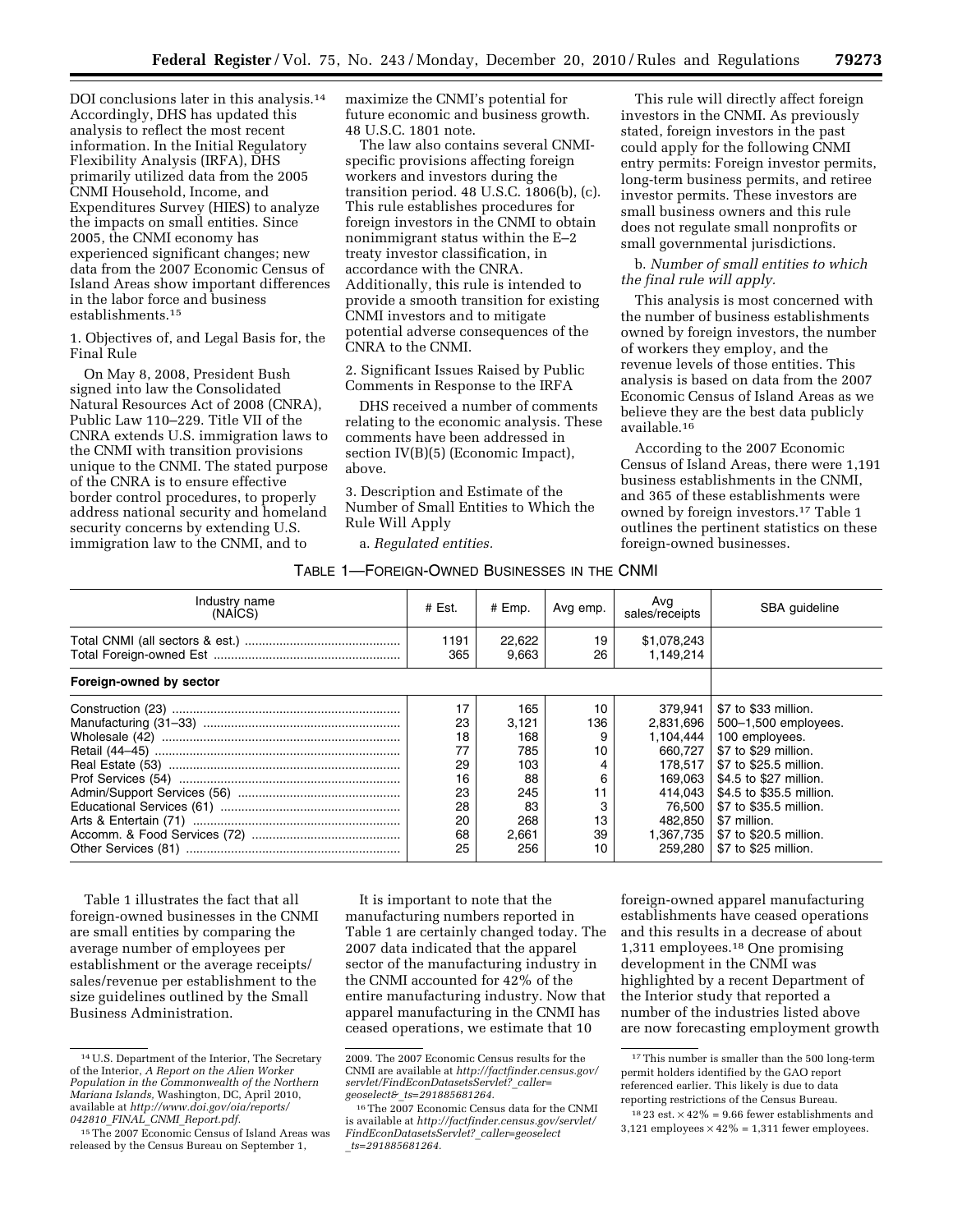DOI conclusions later in this analysis.[14] Accordingly, DHS has updated this analysis to reflect the most recent information. In the Initial Regulatory Flexibility Analysis (IRFA), DHS primarily utilized data from the 2005 CNMI Household, Income, and Expenditures Survey (HIES) to analyze the impacts on small entities. Since 2005, the CNMI economy has experienced significant changes; new data from the 2007 Economic Census of Island Areas show important differences in the labor force and business establishments.[15]

1. Objectives of, and Legal Basis for, the Final Rule

On May 8, 2008, President Bush signed into law the Consolidated Natural Resources Act of 2008 (CNRA), Public Law 110–229. Title VII of the CNRA extends U.S. immigration laws to the CNMI with transition provisions unique to the CNMI. The stated purpose of the CNRA is to ensure effective border control procedures, to properly address national security and homeland security concerns by extending U.S. immigration law to the CNMI, and to maximize the CNMI's potential for future economic and business growth. 48 U.S.C. 1801 note.

The law also contains several CNMI-specific provisions affecting foreign workers and investors during the transition period. 48 U.S.C. 1806(b), (c). This rule establishes procedures for foreign investors in the CNMI to obtain nonimmigrant status within the E–2 treaty investor classification, in accordance with the CNRA. Additionally, this rule is intended to provide a smooth transition for existing CNMI investors and to mitigate potential adverse consequences of the CNRA to the CNMI.

2. Significant Issues Raised by Public Comments in Response to the IRFA

DHS received a number of comments relating to the economic analysis. These comments have been addressed in section IV(B)(5) (Economic Impact), above.

3. Description and Estimate of the Number of Small Entities to Which the Rule Will Apply

a. *Regulated entities.*

This rule will directly affect foreign investors in the CNMI. As previously stated, foreign investors in the past could apply for the following CNMI entry permits: Foreign investor permits, long-term business permits, and retiree investor permits. These investors are small business owners and this rule does not regulate small nonprofits or small governmental jurisdictions.

b. *Number of small entities to which the final rule will apply.*

This analysis is most concerned with the number of business establishments owned by foreign investors, the number of workers they employ, and the revenue levels of those entities. This analysis is based on data from the 2007 Economic Census of Island Areas as we believe they are the best data publicly available.[16]

According to the 2007 Economic Census of Island Areas, there were 1,191 business establishments in the CNMI, and 365 of these establishments were owned by foreign investors.[17] Table 1 outlines the pertinent statistics on these foreign-owned businesses.

TABLE 1—FOREIGN-OWNED BUSINESSES IN THE CNMI

| Industry name (NAICS) | # Est. | # Emp. | Avg emp. | Avg sales/receipts | SBA guideline |
|---|---|---|---|---|---|
| Total CNMI (all sectors & est.) | 1191 | 22,622 | 19 | $1,078,243 | |
| Total Foreign-owned Est | 365 | 9,663 | 26 | 1,149,214 | |
| **Foreign-owned by sector** | | | | | |
| Construction (23) | 17 | 165 | 10 | 379,941 | $7 to $33 million. |
| Manufacturing (31–33) | 23 | 3,121 | 136 | 2,831,696 | 500–1,500 employees. |
| Wholesale (42) | 18 | 168 | 9 | 1,104,444 | 100 employees. |
| Retail (44–45) | 77 | 785 | 10 | 660,727 | $7 to $29 million. |
| Real Estate (53) | 29 | 103 | 4 | 178,517 | $7 to $25.5 million. |
| Prof Services (54) | 16 | 88 | 6 | 169,063 | $4.5 to $27 million. |
| Admin/Support Services (56) | 23 | 245 | 11 | 414,043 | $4.5 to $35.5 million. |
| Educational Services (61) | 28 | 83 | 3 | 76,500 | $7 to $35.5 million. |
| Arts & Entertain (71) | 20 | 268 | 13 | 482,850 | $7 million. |
| Accomm. & Food Services (72) | 68 | 2,661 | 39 | 1,367,735 | $7 to $20.5 million. |
| Other Services (81) | 25 | 256 | 10 | 259,280 | $7 to $25 million. |

Table 1 illustrates the fact that all foreign-owned businesses in the CNMI are small entities by comparing the average number of employees per establishment or the average receipts/sales/revenue per establishment to the size guidelines outlined by the Small Business Administration.

It is important to note that the manufacturing numbers reported in Table 1 are certainly changed today. The 2007 data indicated that the apparel sector of the manufacturing industry in the CNMI accounted for 42% of the entire manufacturing industry. Now that apparel manufacturing in the CNMI has ceased operations, we estimate that 10 foreign-owned apparel manufacturing establishments have ceased operations and this results in a decrease of about 1,311 employees.[18] One promising development in the CNMI was highlighted by a recent Department of the Interior study that reported a number of the industries listed above are now forecasting employment growth

---

[14] U.S. Department of the Interior, The Secretary of the Interior, *A Report on the Alien Worker Population in the Commonwealth of the Northern Mariana Islands,* Washington, DC, April 2010, available at *http://www.doi.gov/oia/reports/042810_FINAL_CNMI_Report.pdf.*

[15] The 2007 Economic Census of Island Areas was released by the Census Bureau on September 1, 2009. The 2007 Economic Census results for the CNMI are available at *http://factfinder.census.gov/servlet/FindEconDatasetsServlet?_caller=geoselect&_ts=291885681264.*

[16] The 2007 Economic Census data for the CNMI is available at *http://factfinder.census.gov/servlet/FindEconDatasetsServlet?_caller=geoselect_ts=291885681264.*

[17] This number is smaller than the 500 long-term permit holders identified by the GAO report referenced earlier. This likely is due to data reporting restrictions of the Census Bureau.

[18] 23 est. × 42% = 9.66 fewer establishments and 3,121 employees × 42% = 1,311 fewer employees.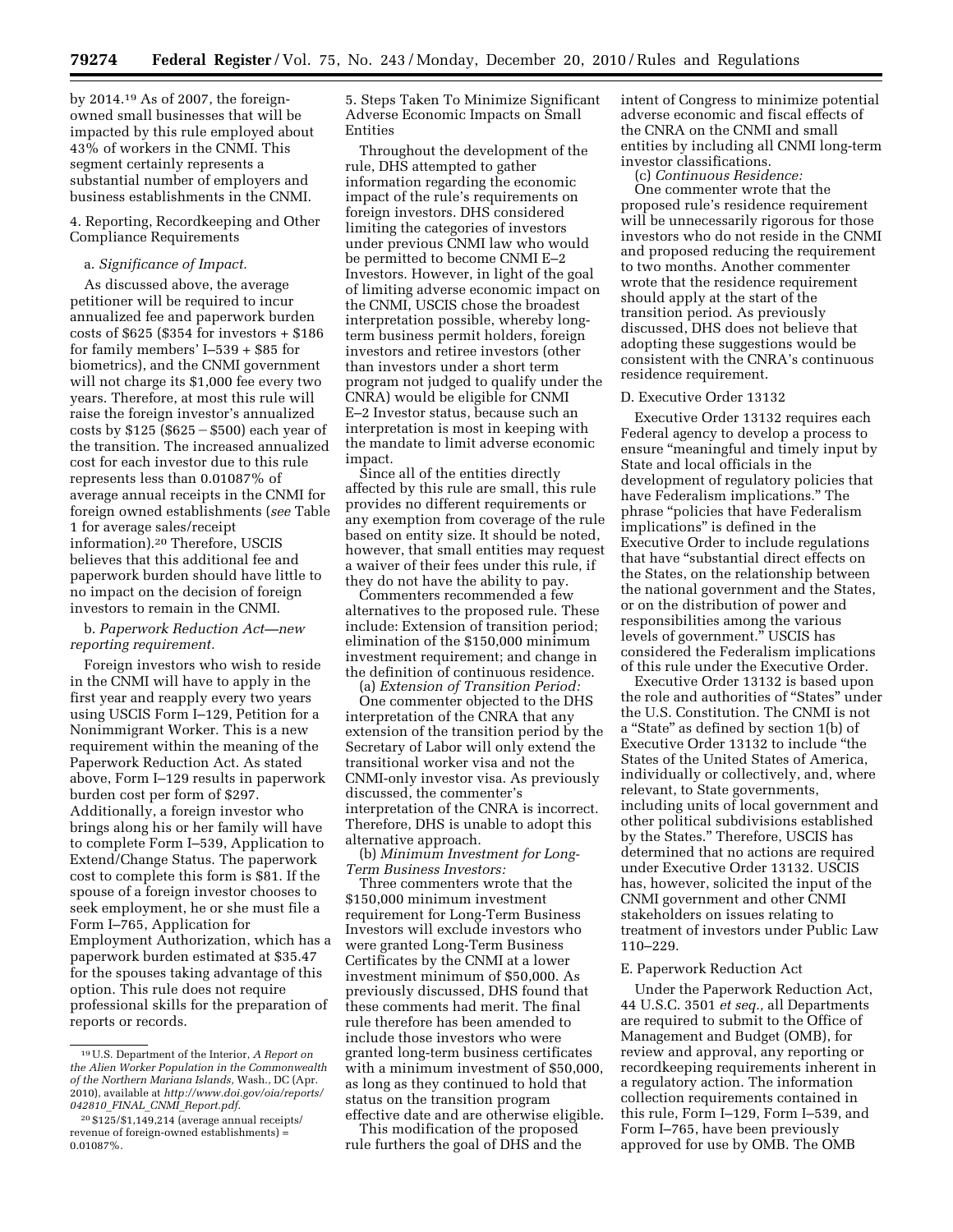by 2014.[19] As of 2007, the foreign-owned small businesses that will be impacted by this rule employed about 43% of workers in the CNMI. This segment certainly represents a substantial number of employers and business establishments in the CNMI.

4. Reporting, Recordkeeping and Other Compliance Requirements

a. *Significance of Impact.*

As discussed above, the average petitioner will be required to incur annualized fee and paperwork burden costs of $625 ($354 for investors + $186 for family members' I–539 + $85 for biometrics), and the CNMI government will not charge its $1,000 fee every two years. Therefore, at most this rule will raise the foreign investor's annualized costs by $125 ($625 − $500) each year of the transition. The increased annualized cost for each investor due to this rule represents less than 0.01087% of average annual receipts in the CNMI for foreign owned establishments (*see* Table 1 for average sales/receipt information).[20] Therefore, USCIS believes that this additional fee and paperwork burden should have little to no impact on the decision of foreign investors to remain in the CNMI.

b. *Paperwork Reduction Act—new reporting requirement.*

Foreign investors who wish to reside in the CNMI will have to apply in the first year and reapply every two years using USCIS Form I–129, Petition for a Nonimmigrant Worker. This is a new requirement within the meaning of the Paperwork Reduction Act. As stated above, Form I–129 results in paperwork burden cost per form of $297. Additionally, a foreign investor who brings along his or her family will have to complete Form I–539, Application to Extend/Change Status. The paperwork cost to complete this form is $81. If the spouse of a foreign investor chooses to seek employment, he or she must file a Form I–765, Application for Employment Authorization, which has a paperwork burden estimated at $35.47 for the spouses taking advantage of this option. This rule does not require professional skills for the preparation of reports or records.

5. Steps Taken To Minimize Significant Adverse Economic Impacts on Small Entities

Throughout the development of the rule, DHS attempted to gather information regarding the economic impact of the rule's requirements on foreign investors. DHS considered limiting the categories of investors under previous CNMI law who would be permitted to become CNMI E–2 Investors. However, in light of the goal of limiting adverse economic impact on the CNMI, USCIS chose the broadest interpretation possible, whereby long-term business permit holders, foreign investors and retiree investors (other than investors under a short term program not judged to qualify under the CNRA) would be eligible for CNMI E–2 Investor status, because such an interpretation is most in keeping with the mandate to limit adverse economic impact.

Since all of the entities directly affected by this rule are small, this rule provides no different requirements or any exemption from coverage of the rule based on entity size. It should be noted, however, that small entities may request a waiver of their fees under this rule, if they do not have the ability to pay.

Commenters recommended a few alternatives to the proposed rule. These include: Extension of transition period; elimination of the $150,000 minimum investment requirement; and change in the definition of continuous residence.

(a) *Extension of Transition Period:*

One commenter objected to the DHS interpretation of the CNRA that any extension of the transition period by the Secretary of Labor will only extend the transitional worker visa and not the CNMI-only investor visa. As previously discussed, the commenter's interpretation of the CNRA is incorrect. Therefore, DHS is unable to adopt this alternative approach.

(b) *Minimum Investment for Long-Term Business Investors:*

Three commenters wrote that the $150,000 minimum investment requirement for Long-Term Business Investors will exclude investors who were granted Long-Term Business Certificates by the CNMI at a lower investment minimum of $50,000. As previously discussed, DHS found that these comments had merit. The final rule therefore has been amended to include those investors who were granted long-term business certificates with a minimum investment of $50,000, as long as they continued to hold that status on the transition program effective date and are otherwise eligible.

This modification of the proposed rule furthers the goal of DHS and the intent of Congress to minimize potential adverse economic and fiscal effects of the CNRA on the CNMI and small entities by including all CNMI long-term investor classifications.

(c) *Continuous Residence:*

One commenter wrote that the proposed rule's residence requirement will be unnecessarily rigorous for those investors who do not reside in the CNMI and proposed reducing the requirement to two months. Another commenter wrote that the residence requirement should apply at the start of the transition period. As previously discussed, DHS does not believe that adopting these suggestions would be consistent with the CNRA's continuous residence requirement.

D. Executive Order 13132

Executive Order 13132 requires each Federal agency to develop a process to ensure "meaningful and timely input by State and local officials in the development of regulatory policies that have Federalism implications." The phrase "policies that have Federalism implications" is defined in the Executive Order to include regulations that have "substantial direct effects on the States, on the relationship between the national government and the States, or on the distribution of power and responsibilities among the various levels of government." USCIS has considered the Federalism implications of this rule under the Executive Order.

Executive Order 13132 is based upon the role and authorities of "States" under the U.S. Constitution. The CNMI is not a "State" as defined by section 1(b) of Executive Order 13132 to include "the States of the United States of America, individually or collectively, and, where relevant, to State governments, including units of local government and other political subdivisions established by the States." Therefore, USCIS has determined that no actions are required under Executive Order 13132. USCIS has, however, solicited the input of the CNMI government and other CNMI stakeholders on issues relating to treatment of investors under Public Law 110–229.

E. Paperwork Reduction Act

Under the Paperwork Reduction Act, 44 U.S.C. 3501 *et seq.,* all Departments are required to submit to the Office of Management and Budget (OMB), for review and approval, any reporting or recordkeeping requirements inherent in a regulatory action. The information collection requirements contained in this rule, Form I–129, Form I–539, and Form I–765, have been previously approved for use by OMB. The OMB

---

[19] U.S. Department of the Interior, *A Report on the Alien Worker Population in the Commonwealth of the Northern Mariana Islands,* Wash., DC (Apr. 2010), available at *http://www.doi.gov/oia/reports/042810_FINAL_CNMI_Report.pdf.*

[20] $125/$1,149,214 (average annual receipts/revenue of foreign-owned establishments) = 0.01087%.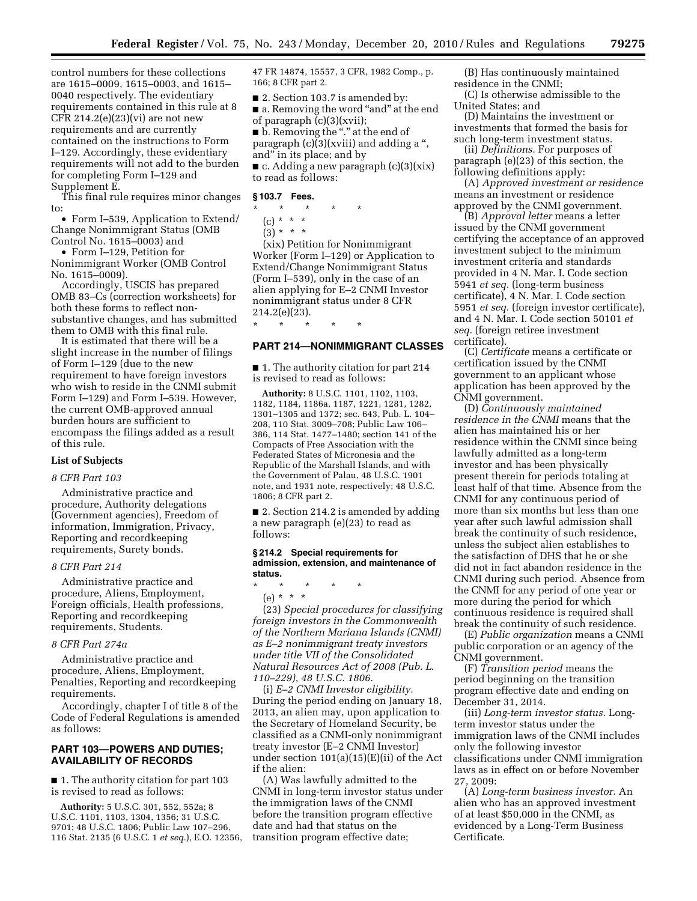control numbers for these collections are 1615–0009, 1615–0003, and 1615–0040 respectively. The evidentiary requirements contained in this rule at 8 CFR 214.2(e)(23)(vi) are not new requirements and are currently contained on the instructions to Form I–129. Accordingly, these evidentiary requirements will not add to the burden for completing Form I–129 and Supplement E.

This final rule requires minor changes to:

- Form I–539, Application to Extend/Change Nonimmigrant Status (OMB Control No. 1615–0003) and
- Form I–129, Petition for Nonimmigrant Worker (OMB Control No. 1615–0009).

Accordingly, USCIS has prepared OMB 83–Cs (correction worksheets) for both these forms to reflect non-substantive changes, and has submitted them to OMB with this final rule.

It is estimated that there will be a slight increase in the number of filings of Form I–129 (due to the new requirement to have foreign investors who wish to reside in the CNMI submit Form I–129) and Form I–539. However, the current OMB-approved annual burden hours are sufficient to encompass the filings added as a result of this rule.

**List of Subjects**

*8 CFR Part 103*

Administrative practice and procedure, Authority delegations (Government agencies), Freedom of information, Immigration, Privacy, Reporting and recordkeeping requirements, Surety bonds.

*8 CFR Part 214*

Administrative practice and procedure, Aliens, Employment, Foreign officials, Health professions, Reporting and recordkeeping requirements, Students.

*8 CFR Part 274a*

Administrative practice and procedure, Aliens, Employment, Penalties, Reporting and recordkeeping requirements.

Accordingly, chapter I of title 8 of the Code of Federal Regulations is amended as follows:

## PART 103—POWERS AND DUTIES; AVAILABILITY OF RECORDS

■ 1. The authority citation for part 103 is revised to read as follows:

**Authority:** 5 U.S.C. 301, 552, 552a; 8 U.S.C. 1101, 1103, 1304, 1356; 31 U.S.C. 9701; 48 U.S.C. 1806; Public Law 107–296, 116 Stat. 2135 (6 U.S.C. 1 *et seq.*), E.O. 12356, 47 FR 14874, 15557, 3 CFR, 1982 Comp., p. 166; 8 CFR part 2.

■ 2. Section 103.7 is amended by:

■ a. Removing the word "and" at the end of paragraph (c)(3)(xvii);

■ b. Removing the "." at the end of paragraph (c)(3)(xviii) and adding a ", and" in its place; and by

■ c. Adding a new paragraph (c)(3)(xix) to read as follows:

**§ 103.7 Fees.**

\* \* \* \* \*

(c) \* \* \*

(3) \* \* \*

(xix) Petition for Nonimmigrant Worker (Form I–129) or Application to Extend/Change Nonimmigrant Status (Form I–539), only in the case of an alien applying for E–2 CNMI Investor nonimmigrant status under 8 CFR 214.2(e)(23).

\* \* \* \* \*

## PART 214—NONIMMIGRANT CLASSES

■ 1. The authority citation for part 214 is revised to read as follows:

**Authority:** 8 U.S.C. 1101, 1102, 1103, 1182, 1184, 1186a, 1187, 1221, 1281, 1282, 1301–1305 and 1372; sec. 643, Pub. L. 104–208, 110 Stat. 3009–708; Public Law 106–386, 114 Stat. 1477–1480; section 141 of the Compacts of Free Association with the Federated States of Micronesia and the Republic of the Marshall Islands, and with the Government of Palau, 48 U.S.C. 1901 note, and 1931 note, respectively; 48 U.S.C. 1806; 8 CFR part 2.

■ 2. Section 214.2 is amended by adding a new paragraph (e)(23) to read as follows:

**§ 214.2 Special requirements for admission, extension, and maintenance of status.**

\* \* \* \* \*

(e) \* \* \*

(23) *Special procedures for classifying foreign investors in the Commonwealth of the Northern Mariana Islands (CNMI) as E–2 nonimmigrant treaty investors under title VII of the Consolidated Natural Resources Act of 2008 (Pub. L. 110–229), 48 U.S.C. 1806.*

(i) *E–2 CNMI Investor eligibility.* During the period ending on January 18, 2013, an alien may, upon application to the Secretary of Homeland Security, be classified as a CNMI-only nonimmigrant treaty investor (E–2 CNMI Investor) under section 101(a)(15)(E)(ii) of the Act if the alien:

(A) Was lawfully admitted to the CNMI in long-term investor status under the immigration laws of the CNMI before the transition program effective date and had that status on the transition program effective date;

(B) Has continuously maintained residence in the CNMI;

(C) Is otherwise admissible to the United States; and

(D) Maintains the investment or investments that formed the basis for such long-term investment status.

(ii) *Definitions.* For purposes of paragraph (e)(23) of this section, the following definitions apply:

(A) *Approved investment or residence* means an investment or residence approved by the CNMI government.

(B) *Approval letter* means a letter issued by the CNMI government certifying the acceptance of an approved investment subject to the minimum investment criteria and standards provided in 4 N. Mar. I. Code section 5941 *et seq.* (long-term business certificate), 4 N. Mar. I. Code section 5951 *et seq.* (foreign investor certificate), and 4 N. Mar. I. Code section 50101 *et seq.* (foreign retiree investment certificate).

(C) *Certificate* means a certificate or certification issued by the CNMI government to an applicant whose application has been approved by the CNMI government.

(D) *Continuously maintained residence in the CNMI* means that the alien has maintained his or her residence within the CNMI since being lawfully admitted as a long-term investor and has been physically present therein for periods totaling at least half of that time. Absence from the CNMI for any continuous period of more than six months but less than one year after such lawful admission shall break the continuity of such residence, unless the subject alien establishes to the satisfaction of DHS that he or she did not in fact abandon residence in the CNMI during such period. Absence from the CNMI for any period of one year or more during the period for which continuous residence is required shall break the continuity of such residence.

(E) *Public organization* means a CNMI public corporation or an agency of the CNMI government.

(F) *Transition period* means the period beginning on the transition program effective date and ending on December 31, 2014.

(iii) *Long-term investor status.* Long-term investor status under the immigration laws of the CNMI includes only the following investor classifications under CNMI immigration laws as in effect on or before November 27, 2009:

(A) *Long-term business investor.* An alien who has an approved investment of at least $50,000 in the CNMI, as evidenced by a Long-Term Business Certificate.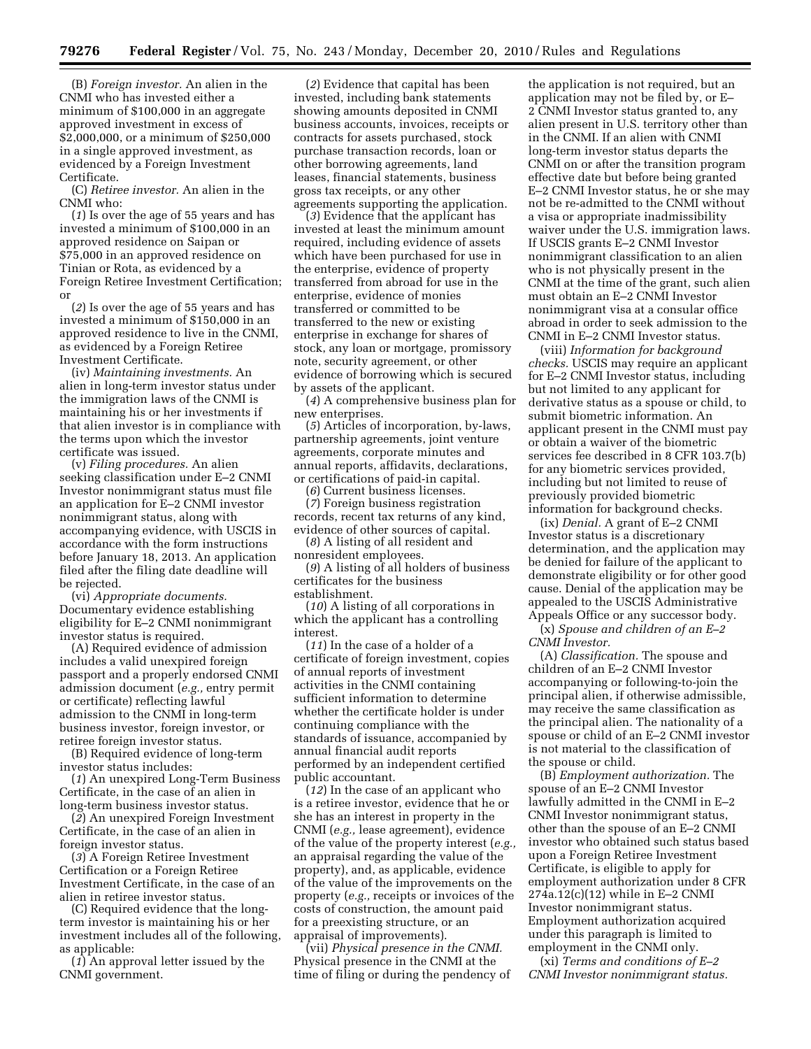(B) *Foreign investor.* An alien in the CNMI who has invested either a minimum of $100,000 in an aggregate approved investment in excess of $2,000,000, or a minimum of $250,000 in a single approved investment, as evidenced by a Foreign Investment Certificate.

(C) *Retiree investor.* An alien in the CNMI who:

(*1*) Is over the age of 55 years and has invested a minimum of $100,000 in an approved residence on Saipan or $75,000 in an approved residence on Tinian or Rota, as evidenced by a Foreign Retiree Investment Certification; or

(*2*) Is over the age of 55 years and has invested a minimum of $150,000 in an approved residence to live in the CNMI, as evidenced by a Foreign Retiree Investment Certificate.

(iv) *Maintaining investments.* An alien in long-term investor status under the immigration laws of the CNMI is maintaining his or her investments if that alien investor is in compliance with the terms upon which the investor certificate was issued.

(v) *Filing procedures.* An alien seeking classification under E–2 CNMI Investor nonimmigrant status must file an application for E–2 CNMI investor nonimmigrant status, along with accompanying evidence, with USCIS in accordance with the form instructions before January 18, 2013. An application filed after the filing date deadline will be rejected.

(vi) *Appropriate documents.* Documentary evidence establishing eligibility for E–2 CNMI nonimmigrant investor status is required.

(A) Required evidence of admission includes a valid unexpired foreign passport and a properly endorsed CNMI admission document (*e.g.,* entry permit or certificate) reflecting lawful admission to the CNMI in long-term business investor, foreign investor, or retiree foreign investor status.

(B) Required evidence of long-term investor status includes:

(*1*) An unexpired Long-Term Business Certificate, in the case of an alien in long-term business investor status.

(*2*) An unexpired Foreign Investment Certificate, in the case of an alien in foreign investor status.

(*3*) A Foreign Retiree Investment Certification or a Foreign Retiree Investment Certificate, in the case of an alien in retiree investor status.

(C) Required evidence that the long-term investor is maintaining his or her investment includes all of the following, as applicable:

(*1*) An approval letter issued by the CNMI government.

(*2*) Evidence that capital has been invested, including bank statements showing amounts deposited in CNMI business accounts, invoices, receipts or contracts for assets purchased, stock purchase transaction records, loan or other borrowing agreements, land leases, financial statements, business gross tax receipts, or any other agreements supporting the application.

(*3*) Evidence that the applicant has invested at least the minimum amount required, including evidence of assets which have been purchased for use in the enterprise, evidence of property transferred from abroad for use in the enterprise, evidence of monies transferred or committed to be transferred to the new or existing enterprise in exchange for shares of stock, any loan or mortgage, promissory note, security agreement, or other evidence of borrowing which is secured by assets of the applicant.

(*4*) A comprehensive business plan for new enterprises.

(*5*) Articles of incorporation, by-laws, partnership agreements, joint venture agreements, corporate minutes and annual reports, affidavits, declarations, or certifications of paid-in capital.

(*6*) Current business licenses.

(*7*) Foreign business registration records, recent tax returns of any kind, evidence of other sources of capital.

(*8*) A listing of all resident and nonresident employees.

(*9*) A listing of all holders of business certificates for the business establishment.

(*10*) A listing of all corporations in which the applicant has a controlling interest.

(*11*) In the case of a holder of a certificate of foreign investment, copies of annual reports of investment activities in the CNMI containing sufficient information to determine whether the certificate holder is under continuing compliance with the standards of issuance, accompanied by annual financial audit reports performed by an independent certified public accountant.

(*12*) In the case of an applicant who is a retiree investor, evidence that he or she has an interest in property in the CNMI (*e.g.,* lease agreement), evidence of the value of the property interest (*e.g.,* an appraisal regarding the value of the property), and, as applicable, evidence of the value of the improvements on the property (*e.g.,* receipts or invoices of the costs of construction, the amount paid for a preexisting structure, or an appraisal of improvements).

(vii) *Physical presence in the CNMI.* Physical presence in the CNMI at the time of filing or during the pendency of the application is not required, but an application may not be filed by, or E–2 CNMI Investor status granted to, any alien present in U.S. territory other than in the CNMI. If an alien with CNMI long-term investor status departs the CNMI on or after the transition program effective date but before being granted E–2 CNMI Investor status, he or she may not be re-admitted to the CNMI without a visa or appropriate inadmissibility waiver under the U.S. immigration laws. If USCIS grants E–2 CNMI Investor nonimmigrant classification to an alien who is not physically present in the CNMI at the time of the grant, such alien must obtain an E–2 CNMI Investor nonimmigrant visa at a consular office abroad in order to seek admission to the CNMI in E–2 CNMI Investor status.

(viii) *Information for background checks.* USCIS may require an applicant for E–2 CNMI Investor status, including but not limited to any applicant for derivative status as a spouse or child, to submit biometric information. An applicant present in the CNMI must pay or obtain a waiver of the biometric services fee described in 8 CFR 103.7(b) for any biometric services provided, including but not limited to reuse of previously provided biometric information for background checks.

(ix) *Denial.* A grant of E–2 CNMI Investor status is a discretionary determination, and the application may be denied for failure of the applicant to demonstrate eligibility or for other good cause. Denial of the application may be appealed to the USCIS Administrative Appeals Office or any successor body.

(x) *Spouse and children of an E–2 CNMI Investor.*

(A) *Classification.* The spouse and children of an E–2 CNMI Investor accompanying or following-to-join the principal alien, if otherwise admissible, may receive the same classification as the principal alien. The nationality of a spouse or child of an E–2 CNMI investor is not material to the classification of the spouse or child.

(B) *Employment authorization.* The spouse of an E–2 CNMI Investor lawfully admitted in the CNMI in E–2 CNMI Investor nonimmigrant status, other than the spouse of an E–2 CNMI investor who obtained such status based upon a Foreign Retiree Investment Certificate, is eligible to apply for employment authorization under 8 CFR 274a.12(c)(12) while in E–2 CNMI Investor nonimmigrant status. Employment authorization acquired under this paragraph is limited to employment in the CNMI only.

(xi) *Terms and conditions of E–2 CNMI Investor nonimmigrant status.*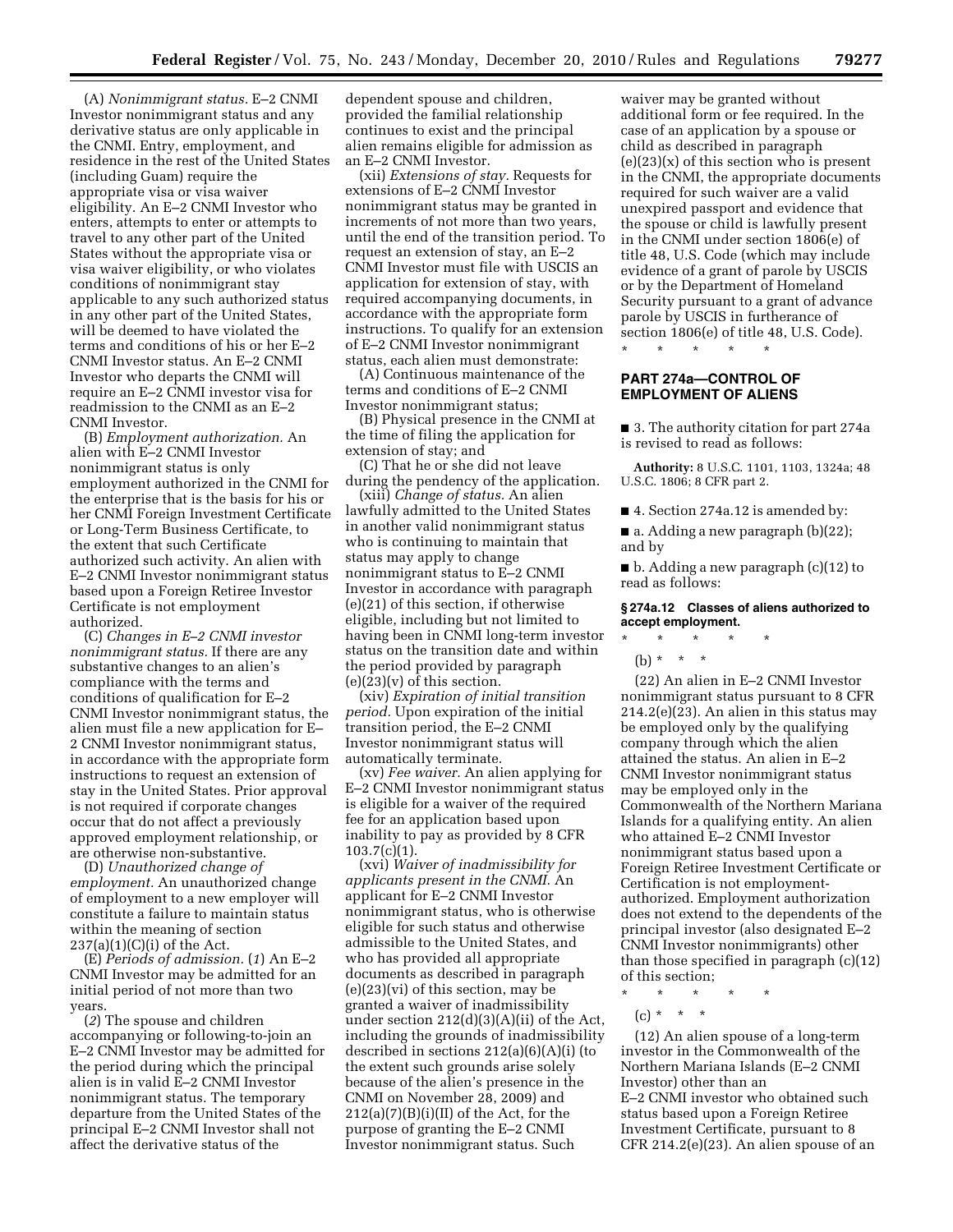(A) *Nonimmigrant status.* E–2 CNMI Investor nonimmigrant status and any derivative status are only applicable in the CNMI. Entry, employment, and residence in the rest of the United States (including Guam) require the appropriate visa or visa waiver eligibility. An E–2 CNMI Investor who enters, attempts to enter or attempts to travel to any other part of the United States without the appropriate visa or visa waiver eligibility, or who violates conditions of nonimmigrant stay applicable to any such authorized status in any other part of the United States, will be deemed to have violated the terms and conditions of his or her E–2 CNMI Investor status. An E–2 CNMI Investor who departs the CNMI will require an E–2 CNMI investor visa for readmission to the CNMI as an E–2 CNMI Investor.

(B) *Employment authorization.* An alien with E–2 CNMI Investor nonimmigrant status is only employment authorized in the CNMI for the enterprise that is the basis for his or her CNMI Foreign Investment Certificate or Long-Term Business Certificate, to the extent that such Certificate authorized such activity. An alien with E–2 CNMI Investor nonimmigrant status based upon a Foreign Retiree Investor Certificate is not employment authorized.

(C) *Changes in E–2 CNMI investor nonimmigrant status.* If there are any substantive changes to an alien's compliance with the terms and conditions of qualification for E–2 CNMI Investor nonimmigrant status, the alien must file a new application for E–2 CNMI Investor nonimmigrant status, in accordance with the appropriate form instructions to request an extension of stay in the United States. Prior approval is not required if corporate changes occur that do not affect a previously approved employment relationship, or are otherwise non-substantive.

(D) *Unauthorized change of employment.* An unauthorized change of employment to a new employer will constitute a failure to maintain status within the meaning of section 237(a)(1)(C)(i) of the Act.

(E) *Periods of admission.* (*1*) An E–2 CNMI Investor may be admitted for an initial period of not more than two years.

(*2*) The spouse and children accompanying or following-to-join an E–2 CNMI Investor may be admitted for the period during which the principal alien is in valid E–2 CNMI Investor nonimmigrant status. The temporary departure from the United States of the principal E–2 CNMI Investor shall not affect the derivative status of the dependent spouse and children, provided the familial relationship continues to exist and the principal alien remains eligible for admission as an E–2 CNMI Investor.

(xii) *Extensions of stay.* Requests for extensions of E–2 CNMI Investor nonimmigrant status may be granted in increments of not more than two years, until the end of the transition period. To request an extension of stay, an E–2 CNMI Investor must file with USCIS an application for extension of stay, with required accompanying documents, in accordance with the appropriate form instructions. To qualify for an extension of E–2 CNMI Investor nonimmigrant status, each alien must demonstrate:

(A) Continuous maintenance of the terms and conditions of E–2 CNMI Investor nonimmigrant status;

(B) Physical presence in the CNMI at the time of filing the application for extension of stay; and

(C) That he or she did not leave during the pendency of the application.

(xiii) *Change of status.* An alien lawfully admitted to the United States in another valid nonimmigrant status who is continuing to maintain that status may apply to change nonimmigrant status to E–2 CNMI Investor in accordance with paragraph (e)(21) of this section, if otherwise eligible, including but not limited to having been in CNMI long-term investor status on the transition date and within the period provided by paragraph (e)(23)(v) of this section.

(xiv) *Expiration of initial transition period.* Upon expiration of the initial transition period, the E–2 CNMI Investor nonimmigrant status will automatically terminate.

(xv) *Fee waiver.* An alien applying for E–2 CNMI Investor nonimmigrant status is eligible for a waiver of the required fee for an application based upon inability to pay as provided by 8 CFR 103.7(c)(1).

(xvi) *Waiver of inadmissibility for applicants present in the CNMI.* An applicant for E–2 CNMI Investor nonimmigrant status, who is otherwise eligible for such status and otherwise admissible to the United States, and who has provided all appropriate documents as described in paragraph (e)(23)(vi of this section, may be granted a waiver of inadmissibility under section 212(d)(3)(A)(ii) of the Act, including the grounds of inadmissibility described in sections 212(a)(6)(A)(i) (to the extent such grounds arise solely because of the alien's presence in the CNMI on November 28, 2009) and 212(a)(7)(B)(i)(II) of the Act, for the purpose of granting the E–2 CNMI Investor nonimmigrant status. Such waiver may be granted without additional form or fee required. In the case of an application by a spouse or child as described in paragraph (e)(23)(x) of this section who is present in the CNMI, the appropriate documents required for such waiver are a valid unexpired passport and evidence that the spouse or child is lawfully present in the CNMI under section 1806(e) of title 48, U.S. Code (which may include evidence of a grant of parole by USCIS or by the Department of Homeland Security pursuant to a grant of advance parole by USCIS in furtherance of section 1806(e) of title 48, U.S. Code).

\* \* \* \* \*

## PART 274a—CONTROL OF EMPLOYMENT OF ALIENS

■ 3. The authority citation for part 274a is revised to read as follows:

**Authority:** 8 U.S.C. 1101, 1103, 1324a; 48 U.S.C. 1806; 8 CFR part 2.

■ 4. Section 274a.12 is amended by:

■ a. Adding a new paragraph (b)(22); and by

■ b. Adding a new paragraph (c)(12) to read as follows:

### § 274a.12 Classes of aliens authorized to accept employment.

\* \* \* \* \*

(b) \* \* \*

(22) An alien in E–2 CNMI Investor nonimmigrant status pursuant to 8 CFR 214.2(e)(23). An alien in this status may be employed only by the qualifying company through which the alien attained the status. An alien in E–2 CNMI Investor nonimmigrant status may be employed only in the Commonwealth of the Northern Mariana Islands for a qualifying entity. An alien who attained E–2 CNMI Investor nonimmigrant status based upon a Foreign Retiree Investment Certificate or Certification is not employment-authorized. Employment authorization does not extend to the dependents of the principal investor (also designated E–2 CNMI Investor nonimmigrants) other than those specified in paragraph (c)(12) of this section;

\* \* \* \* \*

(c) \* \* \*

(12) An alien spouse of a long-term investor in the Commonwealth of the Northern Mariana Islands (E–2 CNMI Investor) other than an E–2 CNMI investor who obtained such status based upon a Foreign Retiree Investment Certificate, pursuant to 8 CFR 214.2(e)(23). An alien spouse of an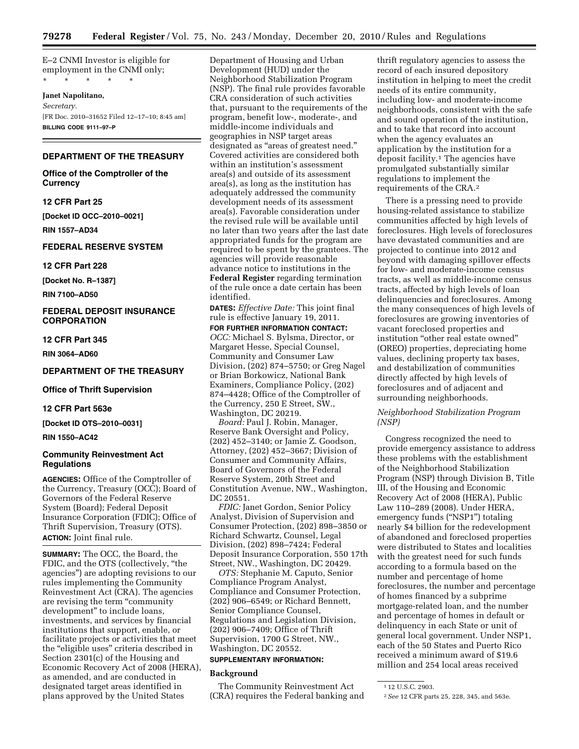E–2 CNMI Investor is eligible for employment in the CNMI only;

\* \* \* \* \*

**Janet Napolitano,**

*Secretary.*

[FR Doc. 2010–31652 Filed 12–17–10; 8:45 am]

**BILLING CODE 9111–97–P**

## DEPARTMENT OF THE TREASURY

### Office of the Comptroller of the Currency

### 12 CFR Part 25

**[Docket ID OCC–2010–0021]**

**RIN 1557–AD34**

## FEDERAL RESERVE SYSTEM

### 12 CFR Part 228

**[Docket No. R–1387]**

**RIN 7100–AD50**

## FEDERAL DEPOSIT INSURANCE CORPORATION

### 12 CFR Part 345

**RIN 3064–AD60**

## DEPARTMENT OF THE TREASURY

### Office of Thrift Supervision

### 12 CFR Part 563e

**[Docket ID OTS–2010–0031]**

**RIN 1550–AC42**

## Community Reinvestment Act Regulations

**AGENCIES:** Office of the Comptroller of the Currency, Treasury (OCC); Board of Governors of the Federal Reserve System (Board); Federal Deposit Insurance Corporation (FDIC); Office of Thrift Supervision, Treasury (OTS).

**ACTION:** Joint final rule.

**SUMMARY:** The OCC, the Board, the FDIC, and the OTS (collectively, "the agencies") are adopting revisions to our rules implementing the Community Reinvestment Act (CRA). The agencies are revising the term "community development" to include loans, investments, and services by financial institutions that support, enable, or facilitate projects or activities that meet the "eligible uses" criteria described in Section 2301(c) of the Housing and Economic Recovery Act of 2008 (HERA), as amended, and are conducted in designated target areas identified in plans approved by the United States Department of Housing and Urban Development (HUD) under the Neighborhood Stabilization Program (NSP). The final rule provides favorable CRA consideration of such activities that, pursuant to the requirements of the program, benefit low-, moderate-, and middle-income individuals and geographies in NSP target areas designated as "areas of greatest need." Covered activities are considered both within an institution's assessment area(s) and outside of its assessment area(s), as long as the institution has adequately addressed the community development needs of its assessment area(s). Favorable consideration under the revised rule will be available until no later than two years after the last date appropriated funds for the program are required to be spent by the grantees. The agencies will provide reasonable advance notice to institutions in the **Federal Register** regarding termination of the rule once a date certain has been identified.

**DATES:** *Effective Date:* This joint final rule is effective January 19, 2011.

**FOR FURTHER INFORMATION CONTACT:**

*OCC:* Michael S. Bylsma, Director, or Margaret Hesse, Special Counsel, Community and Consumer Law Division, (202) 874–5750; or Greg Nagel or Brian Borkowicz, National Bank Examiners, Compliance Policy, (202) 874–4428; Office of the Comptroller of the Currency, 250 E Street, SW., Washington, DC 20219.

*Board:* Paul J. Robin, Manager, Reserve Bank Oversight and Policy, (202) 452–3140; or Jamie Z. Goodson, Attorney, (202) 452–3667; Division of Consumer and Community Affairs, Board of Governors of the Federal Reserve System, 20th Street and Constitution Avenue, NW., Washington, DC 20551.

*FDIC:* Janet Gordon, Senior Policy Analyst, Division of Supervision and Consumer Protection, (202) 898–3850 or Richard Schwartz, Counsel, Legal Division, (202) 898–7424; Federal Deposit Insurance Corporation, 550 17th Street, NW., Washington, DC 20429.

*OTS:* Stephanie M. Caputo, Senior Compliance Program Analyst, Compliance and Consumer Protection, (202) 906–6549; or Richard Bennett, Senior Compliance Counsel, Regulations and Legislation Division, (202) 906–7409; Office of Thrift Supervision, 1700 G Street, NW., Washington, DC 20552.

**SUPPLEMENTARY INFORMATION:**

### Background

The Community Reinvestment Act (CRA) requires the Federal banking and thrift regulatory agencies to assess the record of each insured depository institution in helping to meet the credit needs of its entire community, including low- and moderate-income neighborhoods, consistent with the safe and sound operation of the institution, and to take that record into account when the agency evaluates an application by the institution for a deposit facility.[1] The agencies have promulgated substantially similar regulations to implement the requirements of the CRA.[2]

There is a pressing need to provide housing-related assistance to stabilize communities affected by high levels of foreclosures. High levels of foreclosures have devastated communities and are projected to continue into 2012 and beyond with damaging spillover effects for low- and moderate-income census tracts, as well as middle-income census tracts, affected by high levels of loan delinquencies and foreclosures. Among the many consequences of high levels of foreclosures are growing inventories of vacant foreclosed properties and institution "other real estate owned" (OREO) properties, depreciating home values, declining property tax bases, and destabilization of communities directly affected by high levels of foreclosures and of adjacent and surrounding neighborhoods.

### *Neighborhood Stabilization Program (NSP)*

Congress recognized the need to provide emergency assistance to address these problems with the establishment of the Neighborhood Stabilization Program (NSP) through Division B, Title III, of the Housing and Economic Recovery Act of 2008 (HERA), Public Law 110–289 (2008). Under HERA, emergency funds ("NSP1") totaling nearly $4 billion for the redevelopment of abandoned and foreclosed properties were distributed to States and localities with the greatest need for such funds according to a formula based on the number and percentage of home foreclosures, the number and percentage of homes financed by a subprime mortgage-related loan, and the number and percentage of homes in default or delinquency in each State or unit of general local government. Under NSP1, each of the 50 States and Puerto Rico received a minimum award of $19.6 million and 254 local areas received

[1] 12 U.S.C. 2903.

[2] *See* 12 CFR parts 25, 228, 345, and 563e.